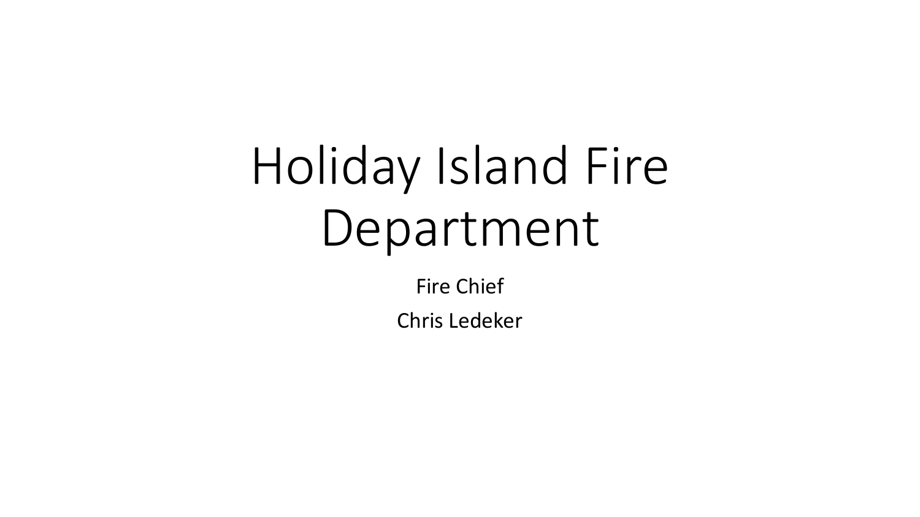# Holiday Island Fire Department

Fire Chief

Chris Ledeker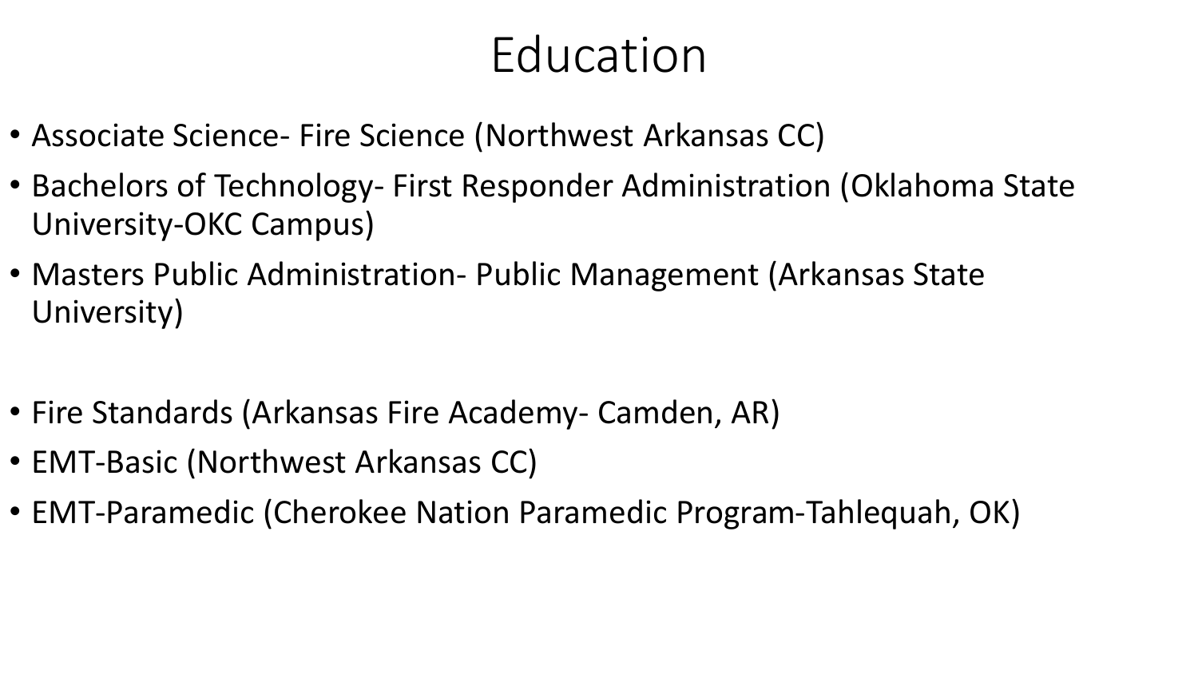# Education

- Associate Science- Fire Science (Northwest Arkansas CC)
- Bachelors of Technology- First Responder Administration (Oklahoma State University-OKC Campus)
- Masters Public Administration- Public Management (Arkansas State University)

- Fire Standards (Arkansas Fire Academy- Camden, AR)
- EMT-Basic (Northwest Arkansas CC)
- EMT-Paramedic (Cherokee Nation Paramedic Program-Tahlequah, OK)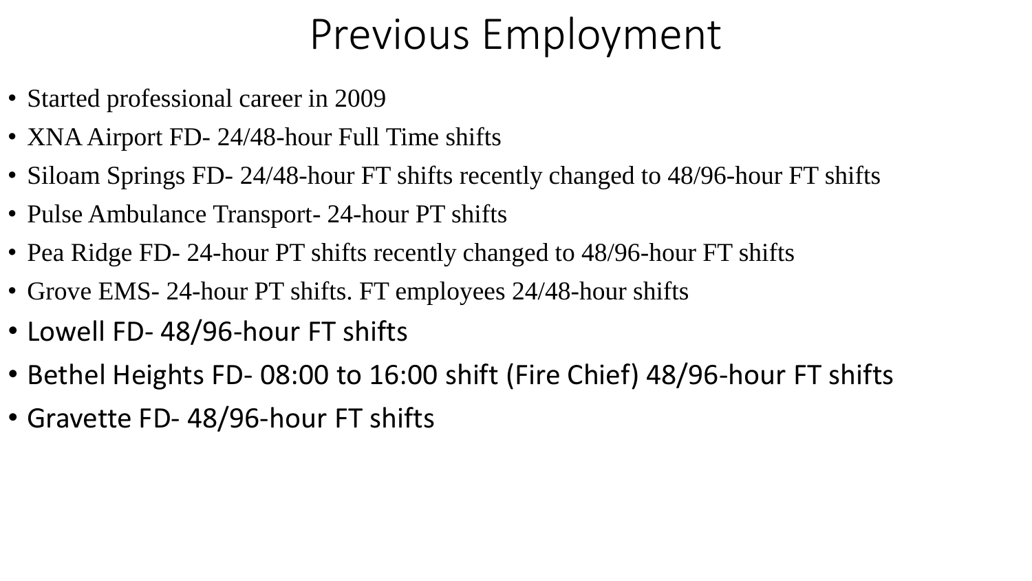# Previous Employment

- Started professional career in 2009
- XNA Airport FD- 24/48-hour Full Time shifts
- Siloam Springs FD- 24/48-hour FT shifts recently changed to 48/96-hour FT shifts
- Pulse Ambulance Transport- 24-hour PT shifts
- Pea Ridge FD- 24-hour PT shifts recently changed to 48/96-hour FT shifts
- Grove EMS- 24-hour PT shifts. FT employees 24/48-hour shifts
- Lowell FD- 48/96-hour FT shifts
- Bethel Heights FD- 08:00 to 16:00 shift (Fire Chief) 48/96-hour FT shifts
- Gravette FD- 48/96-hour FT shifts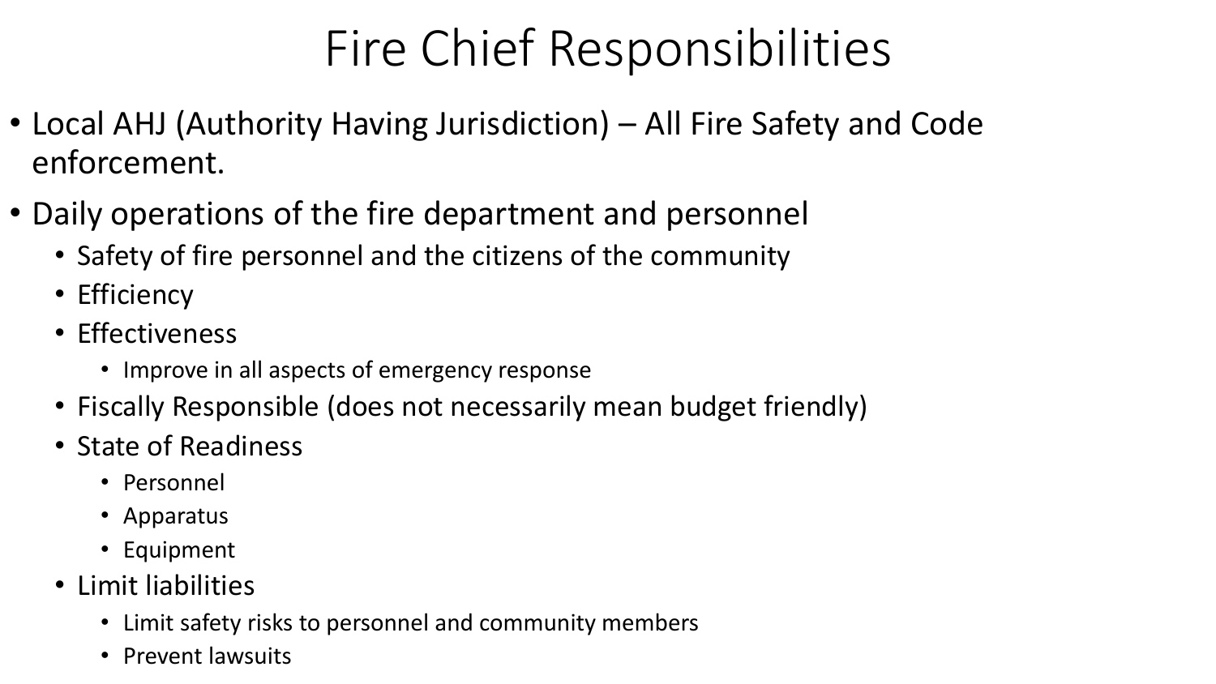# Fire Chief Responsibilities

- Local AHJ (Authority Having Jurisdiction) – All Fire Safety and Code enforcement.
- Daily operations of the fire department and personnel
  - Safety of fire personnel and the citizens of the community
  - Efficiency
  - Effectiveness
    - Improve in all aspects of emergency response
  - Fiscally Responsible (does not necessarily mean budget friendly)
  - State of Readiness
    - Personnel
    - Apparatus
    - Equipment
  - Limit liabilities
    - Limit safety risks to personnel and community members
    - Prevent lawsuits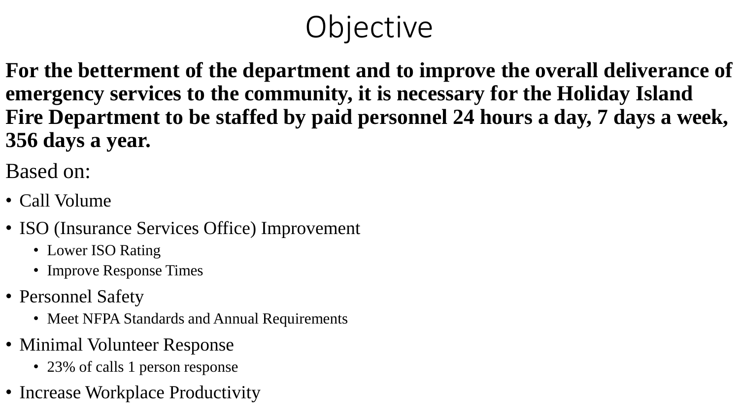# Objective

**For the betterment of the department and to improve the overall deliverance of emergency services to the community, it is necessary for the Holiday Island Fire Department to be staffed by paid personnel 24 hours a day, 7 days a week, 356 days a year.**

Based on:

- Call Volume
- ISO (Insurance Services Office) Improvement
  - Lower ISO Rating
  - Improve Response Times
- Personnel Safety
  - Meet NFPA Standards and Annual Requirements
- Minimal Volunteer Response
  - 23% of calls 1 person response
- Increase Workplace Productivity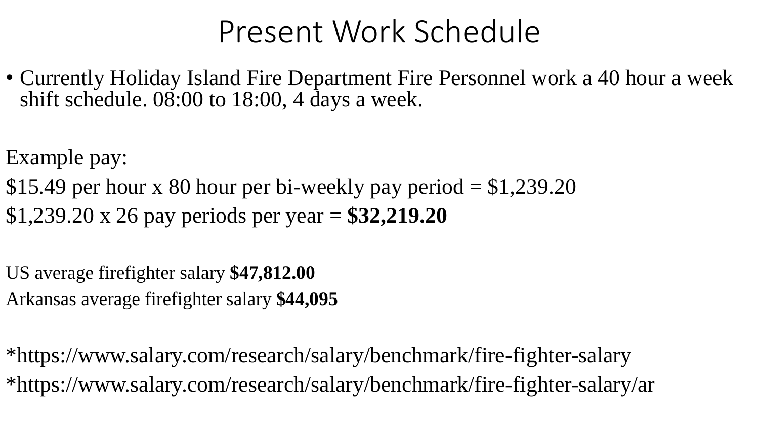# Present Work Schedule

- Currently Holiday Island Fire Department Fire Personnel work a 40 hour a week shift schedule. 08:00 to 18:00, 4 days a week.

Example pay:

$15.49 per hour x 80 hour per bi-weekly pay period = $1,239.20

$1,239.20 x 26 pay periods per year = **$32,219.20**

US average firefighter salary **$47,812.00**

Arkansas average firefighter salary **$44,095**

*https://www.salary.com/research/salary/benchmark/fire-fighter-salary

*https://www.salary.com/research/salary/benchmark/fire-fighter-salary/ar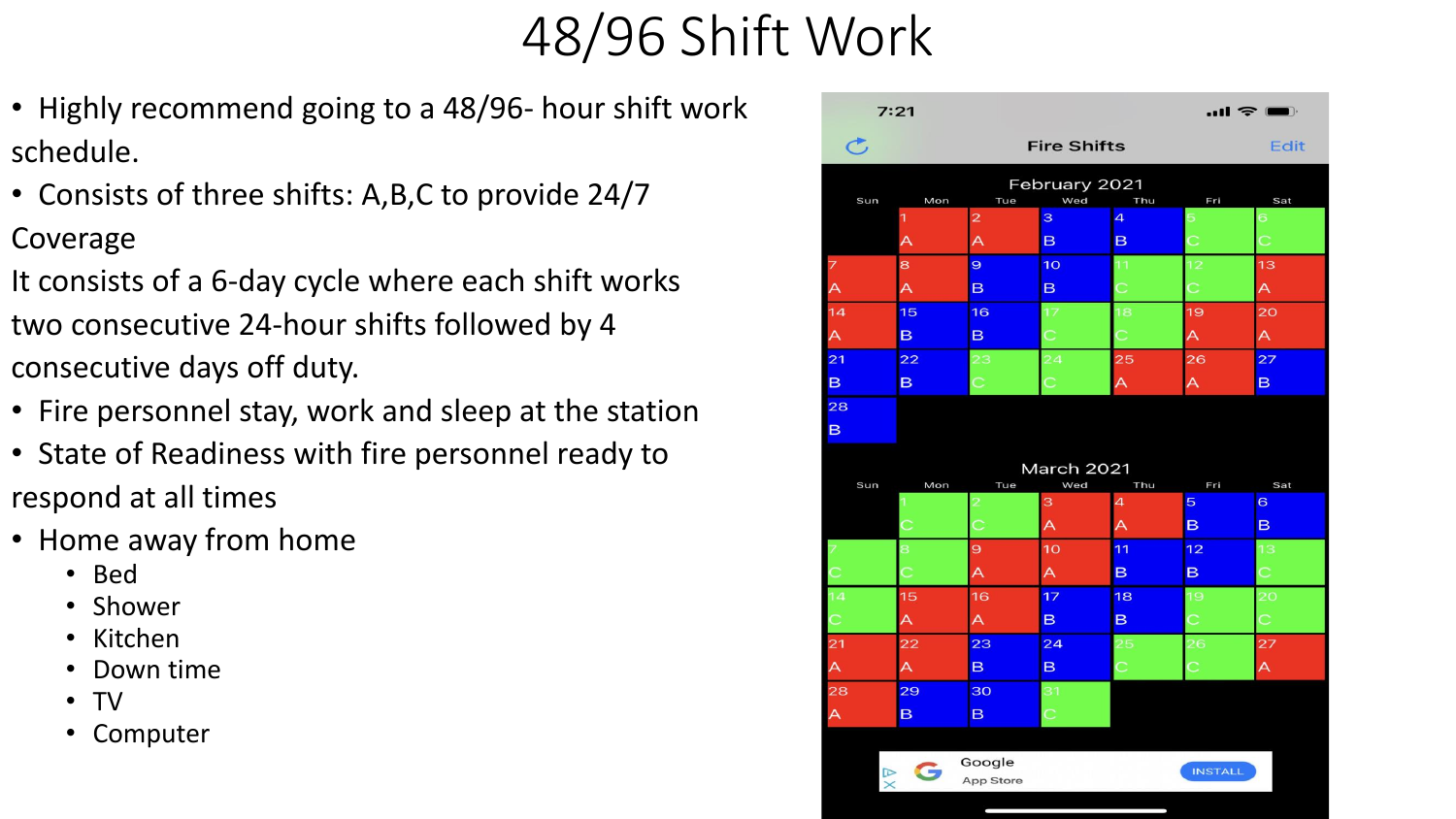# 48/96 Shift Work

- Highly recommend going to a 48/96- hour shift work schedule.
- Consists of three shifts: A,B,C to provide 24/7 Coverage

It consists of a 6-day cycle where each shift works two consecutive 24-hour shifts followed by 4 consecutive days off duty.

- Fire personnel stay, work and sleep at the station
- State of Readiness with fire personnel ready to respond at all times
- Home away from home
  - Bed
  - Shower
  - Kitchen
  - Down time
  - TV
  - Computer

**Fire Shifts**

February 2021

| Sun | Mon | Tue | Wed | Thu | Fri | Sat |
|---|---|---|---|---|---|---|
| | 1 A | 2 A | 3 B | 4 B | 5 C | 6 C |
| 7 A | 8 A | 9 B | 10 B | 11 C | 12 C | 13 A |
| 14 A | 15 B | 16 B | 17 C | 18 C | 19 A | 20 A |
| 21 B | 22 B | 23 C | 24 C | 25 A | 26 A | 27 B |
| 28 B | | | | | | |

March 2021

| Sun | Mon | Tue | Wed | Thu | Fri | Sat |
|---|---|---|---|---|---|---|
| | 1 C | 2 C | 3 A | 4 A | 5 B | 6 B |
| 7 C | 8 C | 9 A | 10 A | 11 B | 12 B | 13 C |
| 14 C | 15 A | 16 A | 17 B | 18 B | 19 C | 20 C |
| 21 A | 22 A | 23 B | 24 B | 25 C | 26 C | 27 A |
| 28 A | 29 B | 30 B | 31 C | | | |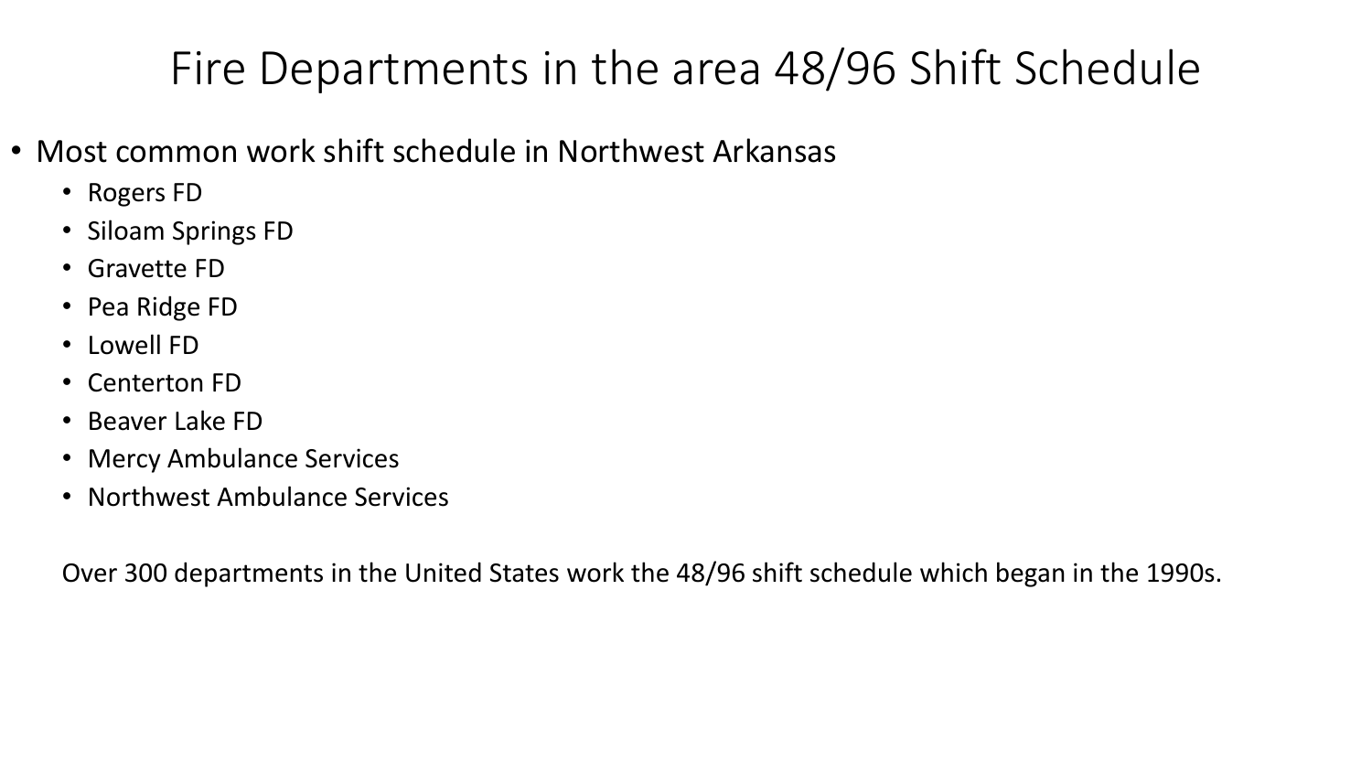# Fire Departments in the area 48/96 Shift Schedule

- Most common work shift schedule in Northwest Arkansas
  - Rogers FD
  - Siloam Springs FD
  - Gravette FD
  - Pea Ridge FD
  - Lowell FD
  - Centerton FD
  - Beaver Lake FD
  - Mercy Ambulance Services
  - Northwest Ambulance Services

Over 300 departments in the United States work the 48/96 shift schedule which began in the 1990s.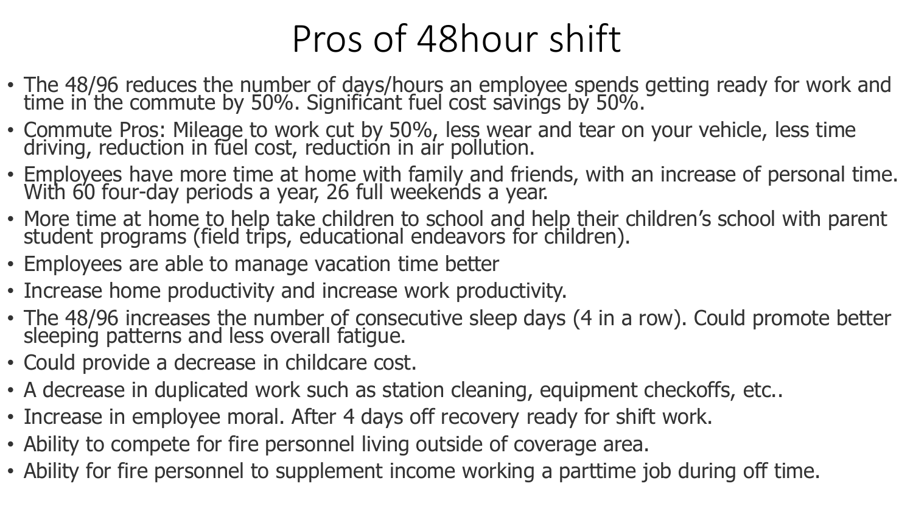# Pros of 48hour shift

- The 48/96 reduces the number of days/hours an employee spends getting ready for work and time in the commute by 50%. Significant fuel cost savings by 50%.
- Commute Pros: Mileage to work cut by 50%, less wear and tear on your vehicle, less time driving, reduction in fuel cost, reduction in air pollution.
- Employees have more time at home with family and friends, with an increase of personal time. With 60 four-day periods a year, 26 full weekends a year.
- More time at home to help take children to school and help their children's school with parent student programs (field trips, educational endeavors for children).
- Employees are able to manage vacation time better
- Increase home productivity and increase work productivity.
- The 48/96 increases the number of consecutive sleep days (4 in a row). Could promote better sleeping patterns and less overall fatigue.
- Could provide a decrease in childcare cost.
- A decrease in duplicated work such as station cleaning, equipment checkoffs, etc..
- Increase in employee moral. After 4 days off recovery ready for shift work.
- Ability to compete for fire personnel living outside of coverage area.
- Ability for fire personnel to supplement income working a parttime job during off time.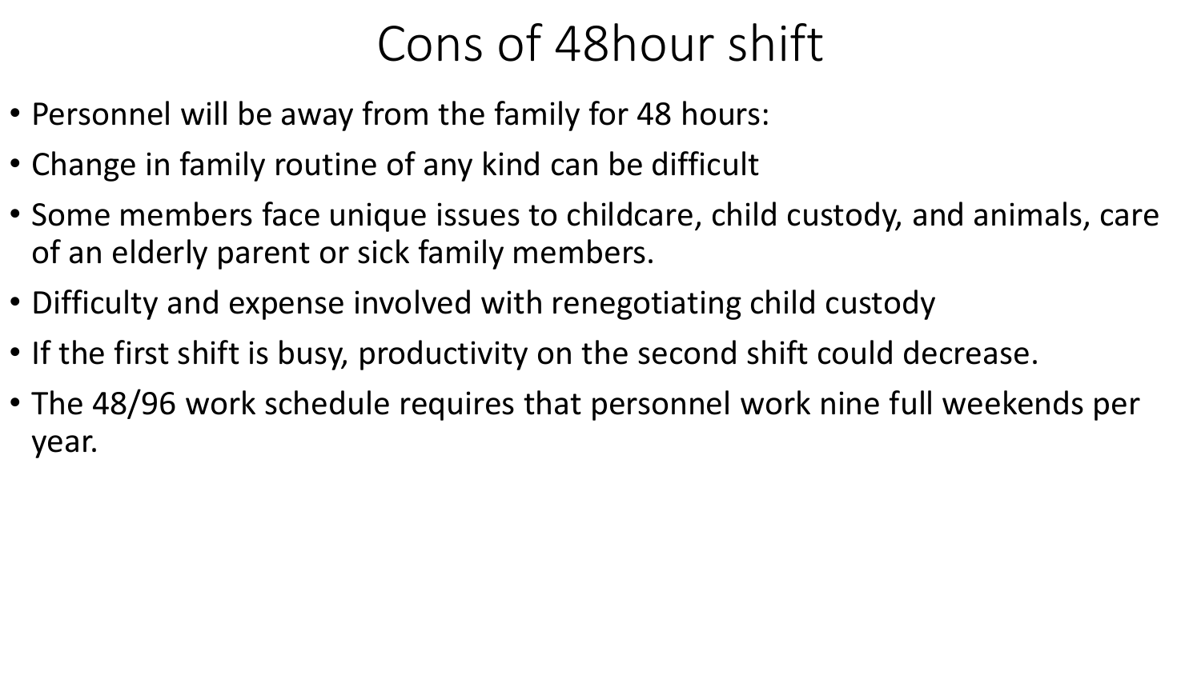# Cons of 48hour shift

- Personnel will be away from the family for 48 hours:
- Change in family routine of any kind can be difficult
- Some members face unique issues to childcare, child custody, and animals, care of an elderly parent or sick family members.
- Difficulty and expense involved with renegotiating child custody
- If the first shift is busy, productivity on the second shift could decrease.
- The 48/96 work schedule requires that personnel work nine full weekends per year.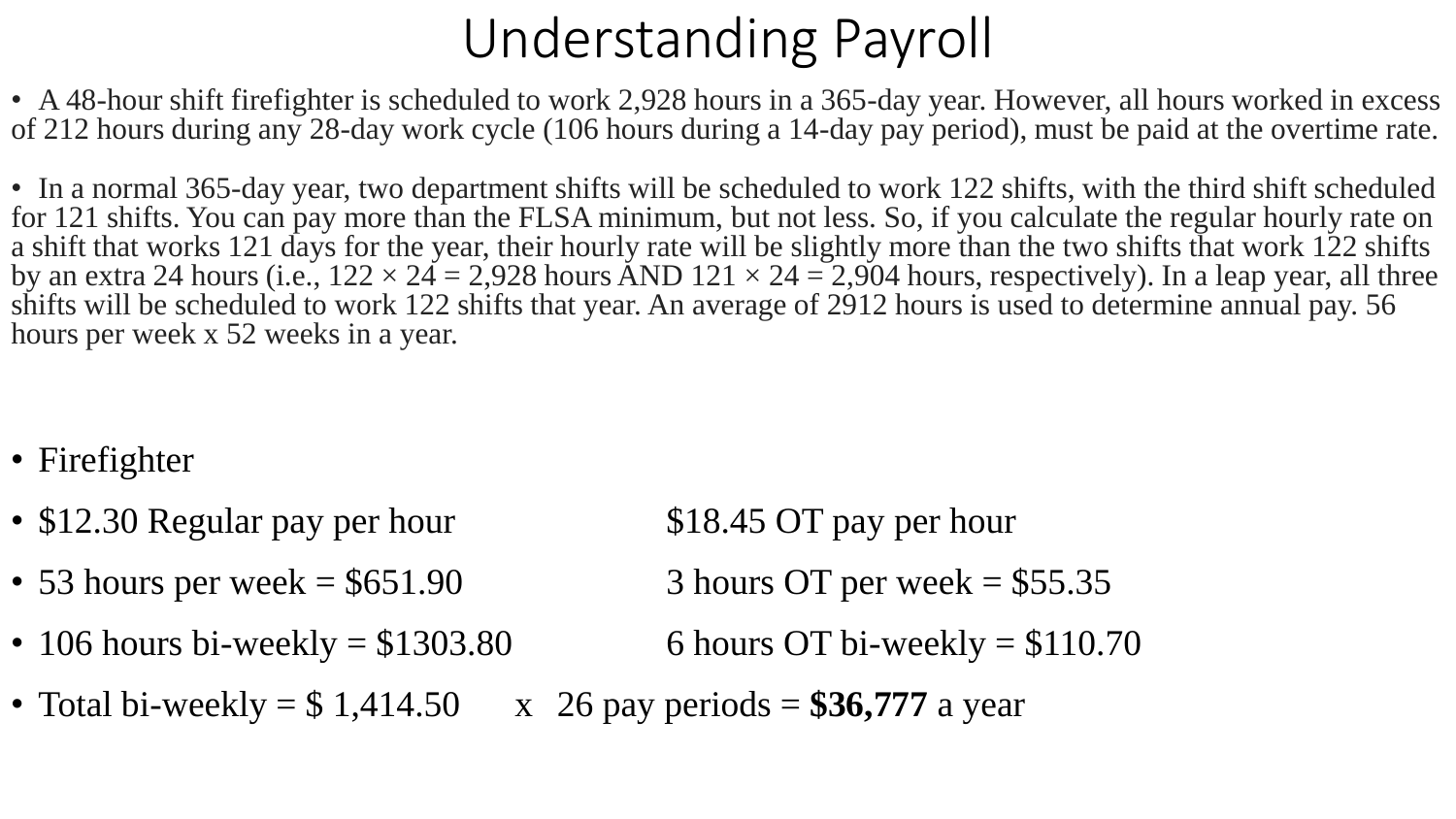# Understanding Payroll

- A 48-hour shift firefighter is scheduled to work 2,928 hours in a 365-day year. However, all hours worked in excess of 212 hours during any 28-day work cycle (106 hours during a 14-day pay period), must be paid at the overtime rate.

- In a normal 365-day year, two department shifts will be scheduled to work 122 shifts, with the third shift scheduled for 121 shifts. You can pay more than the FLSA minimum, but not less. So, if you calculate the regular hourly rate on a shift that works 121 days for the year, their hourly rate will be slightly more than the two shifts that work 122 shifts by an extra 24 hours (i.e., 122 × 24 = 2,928 hours AND 121 × 24 = 2,904 hours, respectively). In a leap year, all three shifts will be scheduled to work 122 shifts that year. An average of 2912 hours is used to determine annual pay. 56 hours per week x 52 weeks in a year.

- Firefighter
- $12.30 Regular pay per hour — $18.45 OT pay per hour
- 53 hours per week = $651.90 — 3 hours OT per week = $55.35
- 106 hours bi-weekly = $1303.80 — 6 hours OT bi-weekly = $110.70
- Total bi-weekly = $ 1,414.50 x 26 pay periods = **$36,777** a year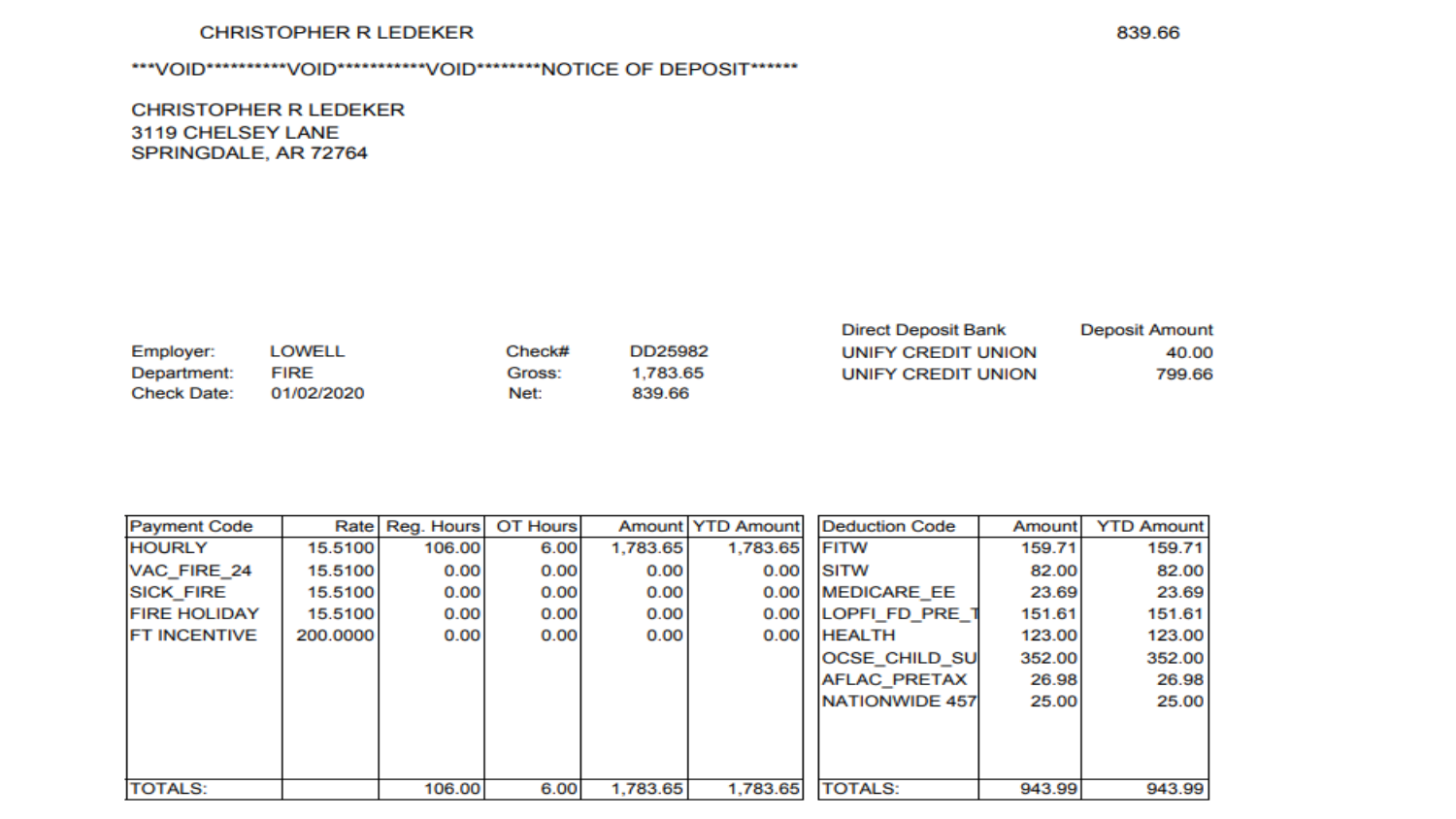CHRISTOPHER R LEDEKER                                                                                    839.66

***VOID**********VOID***********VOID********NOTICE OF DEPOSIT******

CHRISTOPHER R LEDEKER
3119 CHELSEY LANE
SPRINGDALE, AR 72764

| | | | | Direct Deposit Bank | Deposit Amount |
|---|---|---|---|---|---|
| Employer: | LOWELL | Check# | DD25982 | UNIFY CREDIT UNION | 40.00 |
| Department: | FIRE | Gross: | 1,783.65 | UNIFY CREDIT UNION | 799.66 |
| Check Date: | 01/02/2020 | Net: | 839.66 | | |

| Payment Code | Rate | Reg. Hours | OT Hours | Amount | YTD Amount |
|---|---|---|---|---|---|
| HOURLY | 15.5100 | 106.00 | 6.00 | 1,783.65 | 1,783.65 |
| VAC_FIRE_24 | 15.5100 | 0.00 | 0.00 | 0.00 | 0.00 |
| SICK_FIRE | 15.5100 | 0.00 | 0.00 | 0.00 | 0.00 |
| FIRE HOLIDAY | 15.5100 | 0.00 | 0.00 | 0.00 | 0.00 |
| FT INCENTIVE | 200.0000 | 0.00 | 0.00 | 0.00 | 0.00 |
| TOTALS: | | 106.00 | 6.00 | 1,783.65 | 1,783.65 |

| Deduction Code | Amount | YTD Amount |
|---|---|---|
| FITW | 159.71 | 159.71 |
| SITW | 82.00 | 82.00 |
| MEDICARE_EE | 23.69 | 23.69 |
| LOPFI_FD_PRE_T | 151.61 | 151.61 |
| HEALTH | 123.00 | 123.00 |
| OCSE_CHILD_SU | 352.00 | 352.00 |
| AFLAC_PRETAX | 26.98 | 26.98 |
| NATIONWIDE 457 | 25.00 | 25.00 |
| TOTALS: | 943.99 | 943.99 |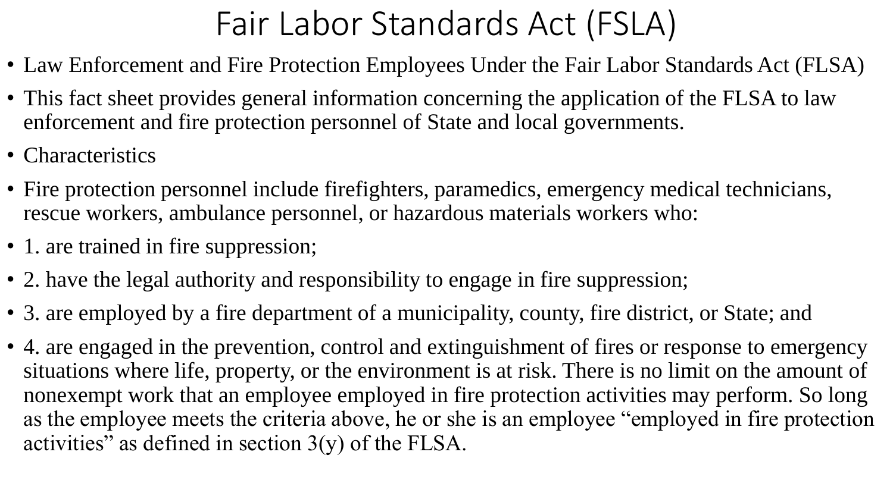# Fair Labor Standards Act (FSLA)

- Law Enforcement and Fire Protection Employees Under the Fair Labor Standards Act (FLSA)
- This fact sheet provides general information concerning the application of the FLSA to law enforcement and fire protection personnel of State and local governments.
- Characteristics
- Fire protection personnel include firefighters, paramedics, emergency medical technicians, rescue workers, ambulance personnel, or hazardous materials workers who:
- 1. are trained in fire suppression;
- 2. have the legal authority and responsibility to engage in fire suppression;
- 3. are employed by a fire department of a municipality, county, fire district, or State; and
- 4. are engaged in the prevention, control and extinguishment of fires or response to emergency situations where life, property, or the environment is at risk. There is no limit on the amount of nonexempt work that an employee employed in fire protection activities may perform. So long as the employee meets the criteria above, he or she is an employee "employed in fire protection activities" as defined in section 3(y) of the FLSA.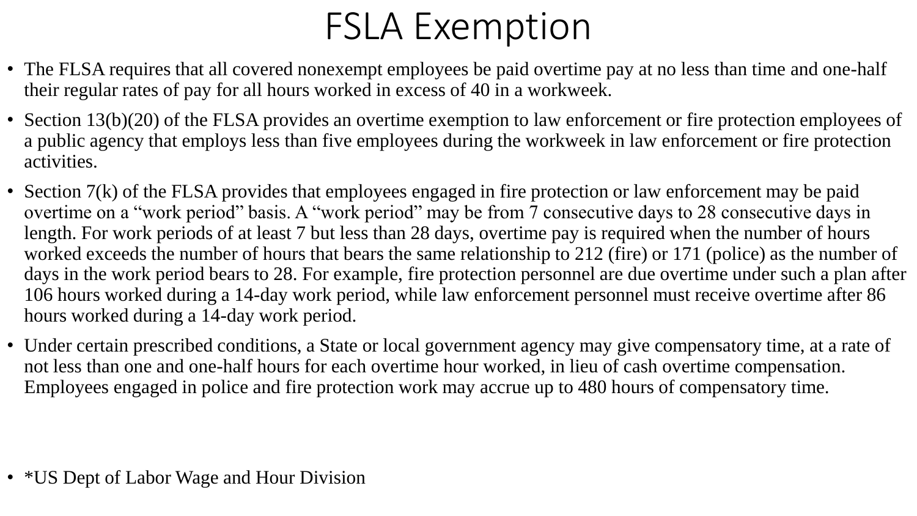# FSLA Exemption

- The FLSA requires that all covered nonexempt employees be paid overtime pay at no less than time and one-half their regular rates of pay for all hours worked in excess of 40 in a workweek.
- Section 13(b)(20) of the FLSA provides an overtime exemption to law enforcement or fire protection employees of a public agency that employs less than five employees during the workweek in law enforcement or fire protection activities.
- Section 7(k) of the FLSA provides that employees engaged in fire protection or law enforcement may be paid overtime on a "work period" basis. A "work period" may be from 7 consecutive days to 28 consecutive days in length. For work periods of at least 7 but less than 28 days, overtime pay is required when the number of hours worked exceeds the number of hours that bears the same relationship to 212 (fire) or 171 (police) as the number of days in the work period bears to 28. For example, fire protection personnel are due overtime under such a plan after 106 hours worked during a 14-day work period, while law enforcement personnel must receive overtime after 86 hours worked during a 14-day work period.
- Under certain prescribed conditions, a State or local government agency may give compensatory time, at a rate of not less than one and one-half hours for each overtime hour worked, in lieu of cash overtime compensation. Employees engaged in police and fire protection work may accrue up to 480 hours of compensatory time.

- *US Dept of Labor Wage and Hour Division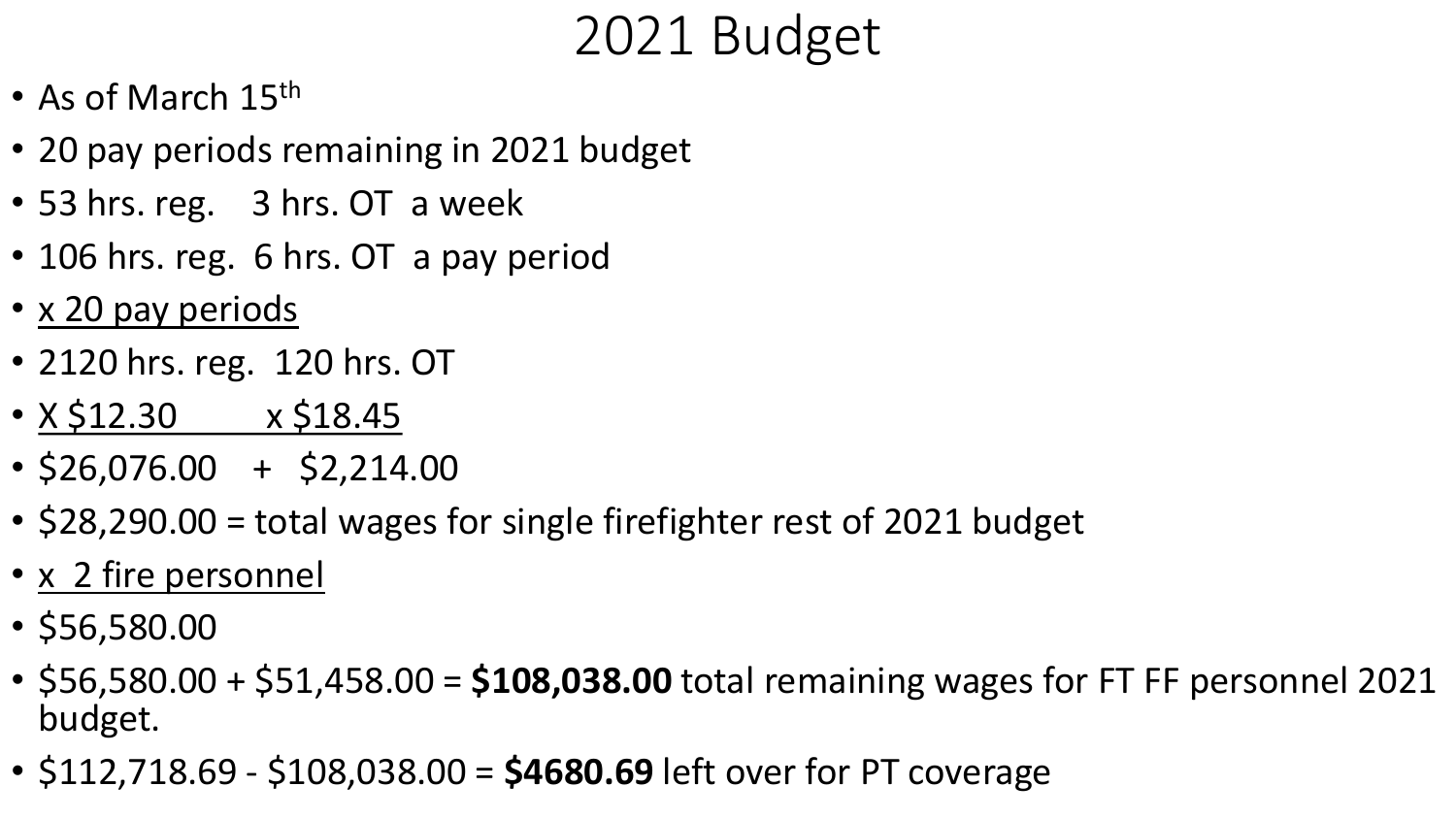# 2021 Budget

- As of March 15th
- 20 pay periods remaining in 2021 budget
- 53 hrs. reg.    3 hrs. OT  a week
- 106 hrs. reg.  6 hrs. OT  a pay period
- <u>x 20 pay periods</u>
- 2120 hrs. reg.  120 hrs. OT
- <u>X $12.30          x $18.45</u>
- $26,076.00    +   $2,214.00
- $28,290.00 = total wages for single firefighter rest of 2021 budget
- <u>x  2 fire personnel</u>
- $56,580.00
- $56,580.00 + $51,458.00 = **$108,038.00** total remaining wages for FT FF personnel 2021 budget.
- $112,718.69 - $108,038.00 = **$4680.69** left over for PT coverage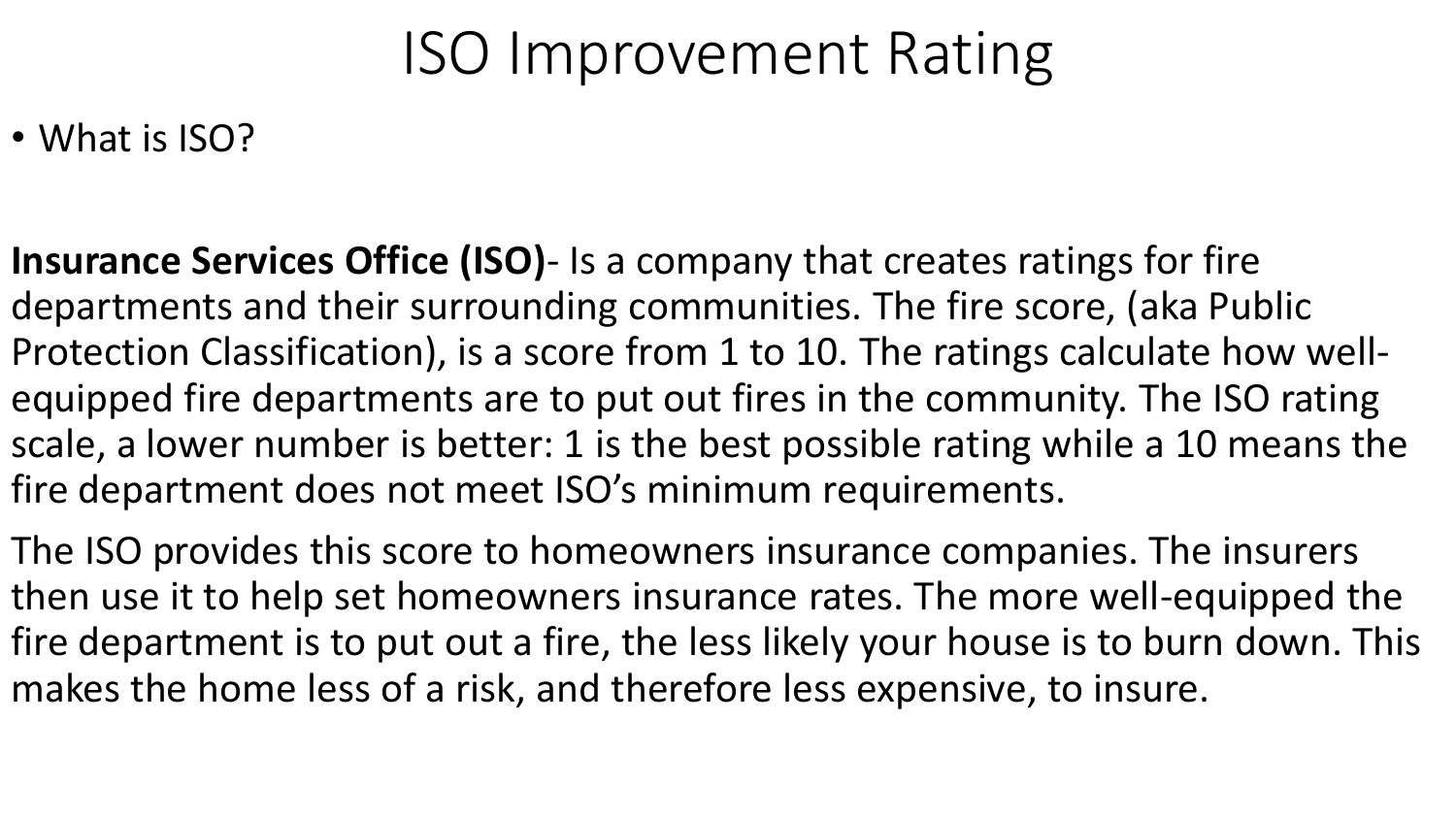# ISO Improvement Rating

- What is ISO?

**Insurance Services Office (ISO)**- Is a company that creates ratings for fire departments and their surrounding communities. The fire score, (aka Public Protection Classification), is a score from 1 to 10. The ratings calculate how well-equipped fire departments are to put out fires in the community. The ISO rating scale, a lower number is better: 1 is the best possible rating while a 10 means the fire department does not meet ISO's minimum requirements.

The ISO provides this score to homeowners insurance companies. The insurers then use it to help set homeowners insurance rates. The more well-equipped the fire department is to put out a fire, the less likely your house is to burn down. This makes the home less of a risk, and therefore less expensive, to insure.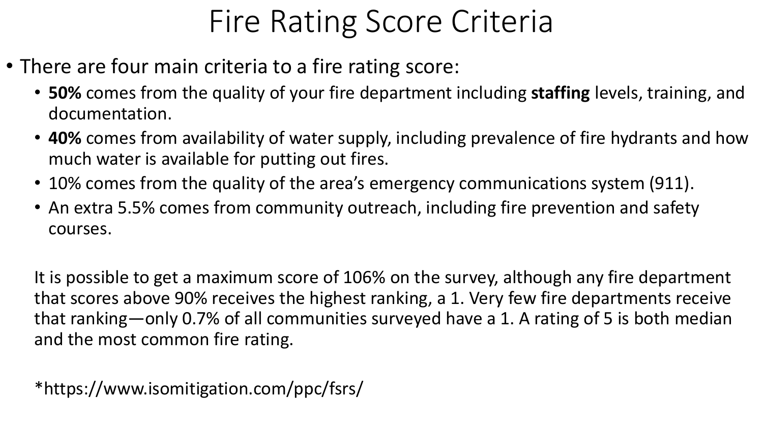# Fire Rating Score Criteria

- There are four main criteria to a fire rating score:
  - **50%** comes from the quality of your fire department including **staffing** levels, training, and documentation.
  - **40%** comes from availability of water supply, including prevalence of fire hydrants and how much water is available for putting out fires.
  - 10% comes from the quality of the area's emergency communications system (911).
  - An extra 5.5% comes from community outreach, including fire prevention and safety courses.

It is possible to get a maximum score of 106% on the survey, although any fire department that scores above 90% receives the highest ranking, a 1. Very few fire departments receive that ranking—only 0.7% of all communities surveyed have a 1. A rating of 5 is both median and the most common fire rating.

*https://www.isomitigation.com/ppc/fsrs/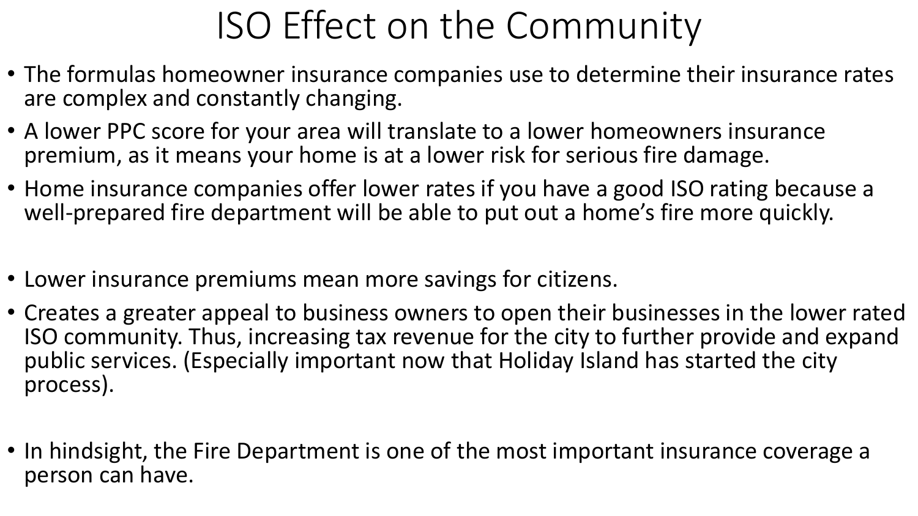# ISO Effect on the Community

- The formulas homeowner insurance companies use to determine their insurance rates are complex and constantly changing.
- A lower PPC score for your area will translate to a lower homeowners insurance premium, as it means your home is at a lower risk for serious fire damage.
- Home insurance companies offer lower rates if you have a good ISO rating because a well-prepared fire department will be able to put out a home's fire more quickly.
- Lower insurance premiums mean more savings for citizens.
- Creates a greater appeal to business owners to open their businesses in the lower rated ISO community. Thus, increasing tax revenue for the city to further provide and expand public services. (Especially important now that Holiday Island has started the city process).
- In hindsight, the Fire Department is one of the most important insurance coverage a person can have.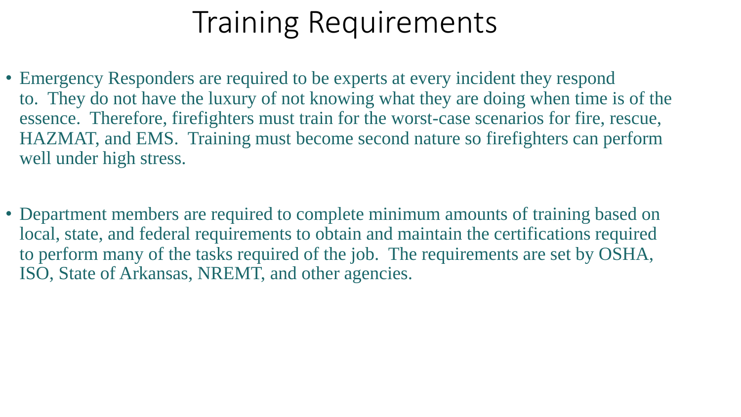# Training Requirements

- Emergency Responders are required to be experts at every incident they respond to. They do not have the luxury of not knowing what they are doing when time is of the essence. Therefore, firefighters must train for the worst-case scenarios for fire, rescue, HAZMAT, and EMS. Training must become second nature so firefighters can perform well under high stress.

- Department members are required to complete minimum amounts of training based on local, state, and federal requirements to obtain and maintain the certifications required to perform many of the tasks required of the job. The requirements are set by OSHA, ISO, State of Arkansas, NREMT, and other agencies.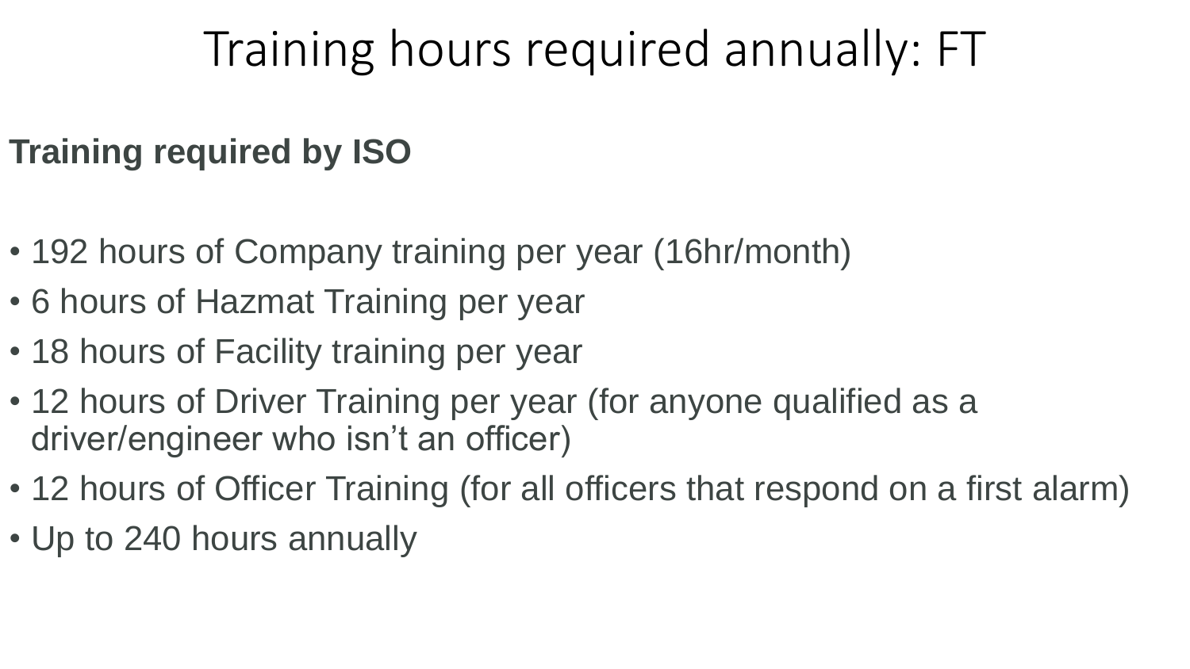# Training hours required annually: FT

**Training required by ISO**

- 192 hours of Company training per year (16hr/month)
- 6 hours of Hazmat Training per year
- 18 hours of Facility training per year
- 12 hours of Driver Training per year (for anyone qualified as a driver/engineer who isn't an officer)
- 12 hours of Officer Training (for all officers that respond on a first alarm)
- Up to 240 hours annually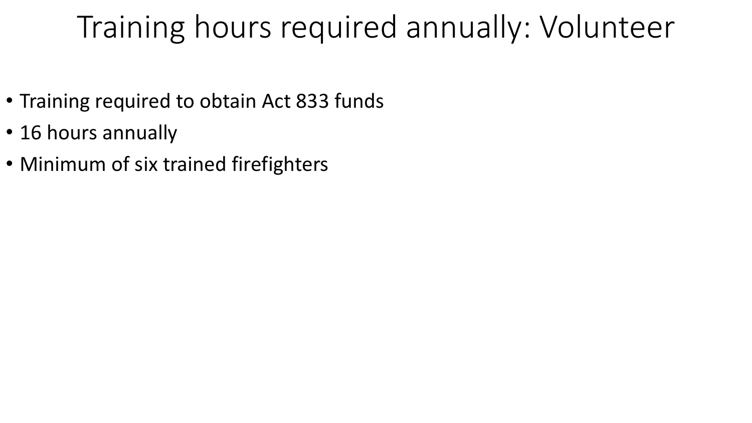# Training hours required annually: Volunteer

- Training required to obtain Act 833 funds
- 16 hours annually
- Minimum of six trained firefighters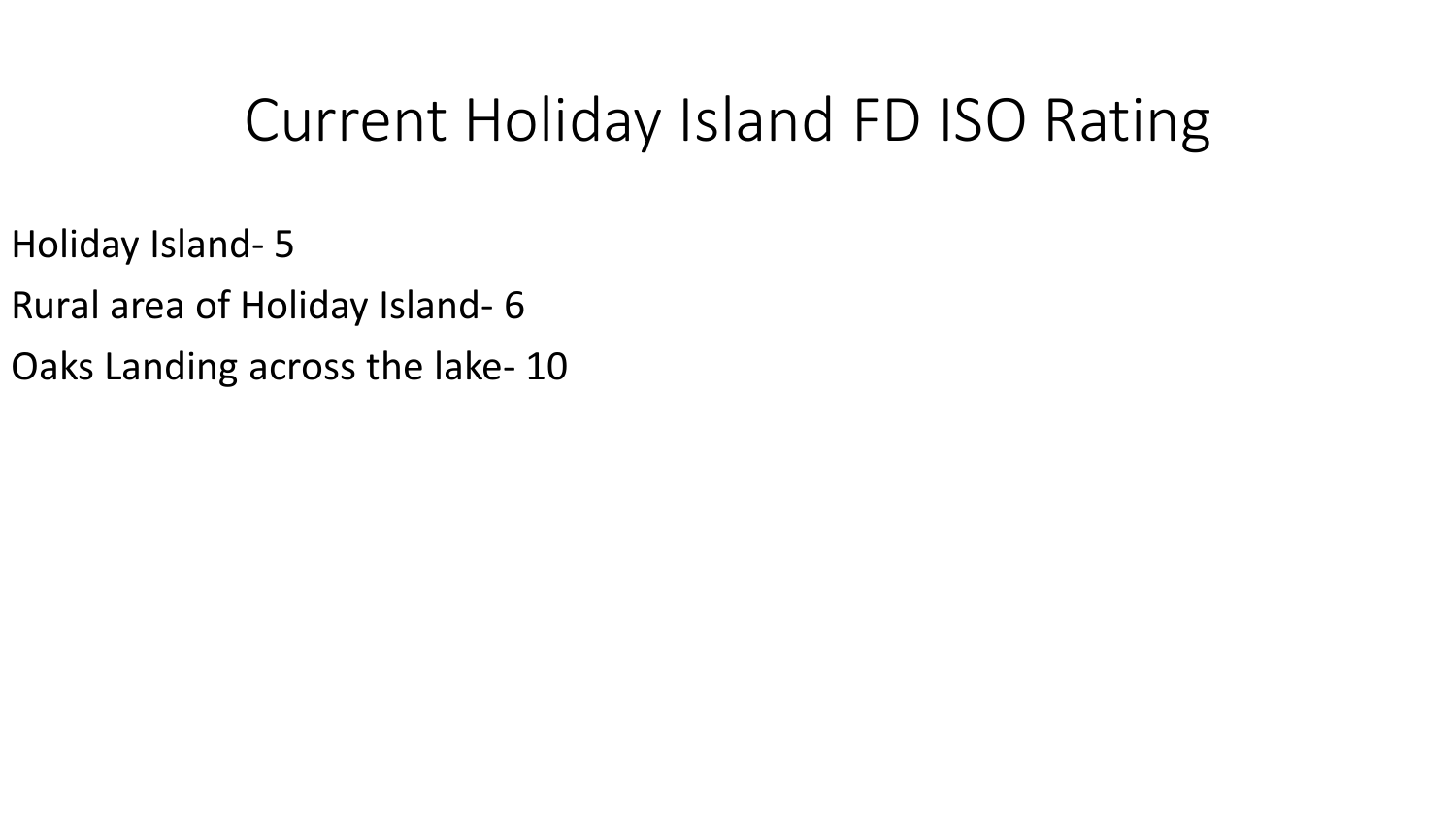# Current Holiday Island FD ISO Rating

Holiday Island- 5

Rural area of Holiday Island- 6

Oaks Landing across the lake- 10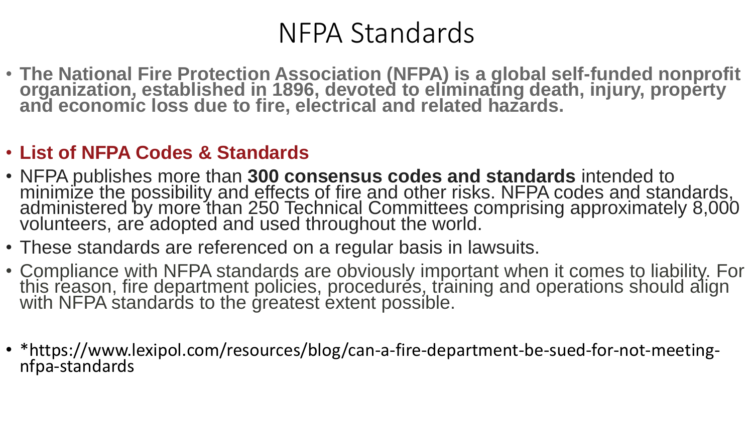# NFPA Standards

- **The National Fire Protection Association (NFPA) is a global self-funded nonprofit organization, established in 1896, devoted to eliminating death, injury, property and economic loss due to fire, electrical and related hazards.**

- **List of NFPA Codes & Standards**
- NFPA publishes more than **300 consensus codes and standards** intended to minimize the possibility and effects of fire and other risks. NFPA codes and standards, administered by more than 250 Technical Committees comprising approximately 8,000 volunteers, are adopted and used throughout the world.
- These standards are referenced on a regular basis in lawsuits.
- Compliance with NFPA standards are obviously important when it comes to liability. For this reason, fire department policies, procedures, training and operations should align with NFPA standards to the greatest extent possible.

- *https://www.lexipol.com/resources/blog/can-a-fire-department-be-sued-for-not-meeting-nfpa-standards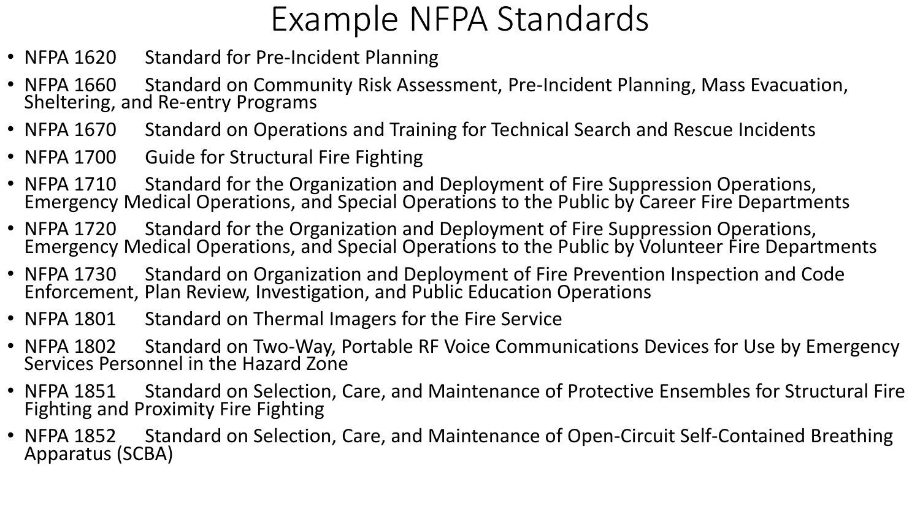# Example NFPA Standards

- NFPA 1620 Standard for Pre-Incident Planning
- NFPA 1660 Standard on Community Risk Assessment, Pre-Incident Planning, Mass Evacuation, Sheltering, and Re-entry Programs
- NFPA 1670 Standard on Operations and Training for Technical Search and Rescue Incidents
- NFPA 1700 Guide for Structural Fire Fighting
- NFPA 1710 Standard for the Organization and Deployment of Fire Suppression Operations, Emergency Medical Operations, and Special Operations to the Public by Career Fire Departments
- NFPA 1720 Standard for the Organization and Deployment of Fire Suppression Operations, Emergency Medical Operations, and Special Operations to the Public by Volunteer Fire Departments
- NFPA 1730 Standard on Organization and Deployment of Fire Prevention Inspection and Code Enforcement, Plan Review, Investigation, and Public Education Operations
- NFPA 1801 Standard on Thermal Imagers for the Fire Service
- NFPA 1802 Standard on Two-Way, Portable RF Voice Communications Devices for Use by Emergency Services Personnel in the Hazard Zone
- NFPA 1851 Standard on Selection, Care, and Maintenance of Protective Ensembles for Structural Fire Fighting and Proximity Fire Fighting
- NFPA 1852 Standard on Selection, Care, and Maintenance of Open-Circuit Self-Contained Breathing Apparatus (SCBA)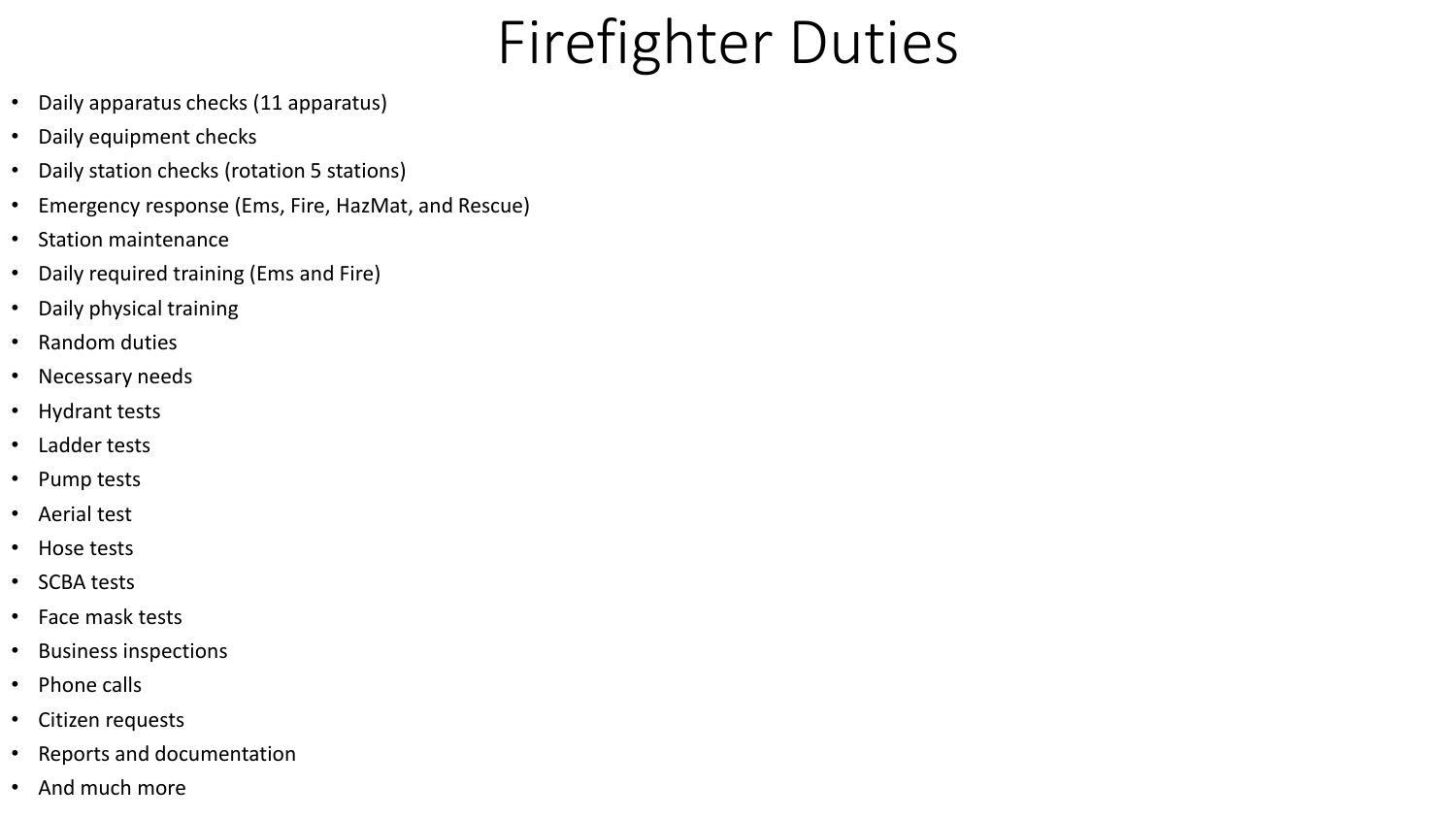# Firefighter Duties

- Daily apparatus checks (11 apparatus)
- Daily equipment checks
- Daily station checks (rotation 5 stations)
- Emergency response (Ems, Fire, HazMat, and Rescue)
- Station maintenance
- Daily required training (Ems and Fire)
- Daily physical training
- Random duties
- Necessary needs
- Hydrant tests
- Ladder tests
- Pump tests
- Aerial test
- Hose tests
- SCBA tests
- Face mask tests
- Business inspections
- Phone calls
- Citizen requests
- Reports and documentation
- And much more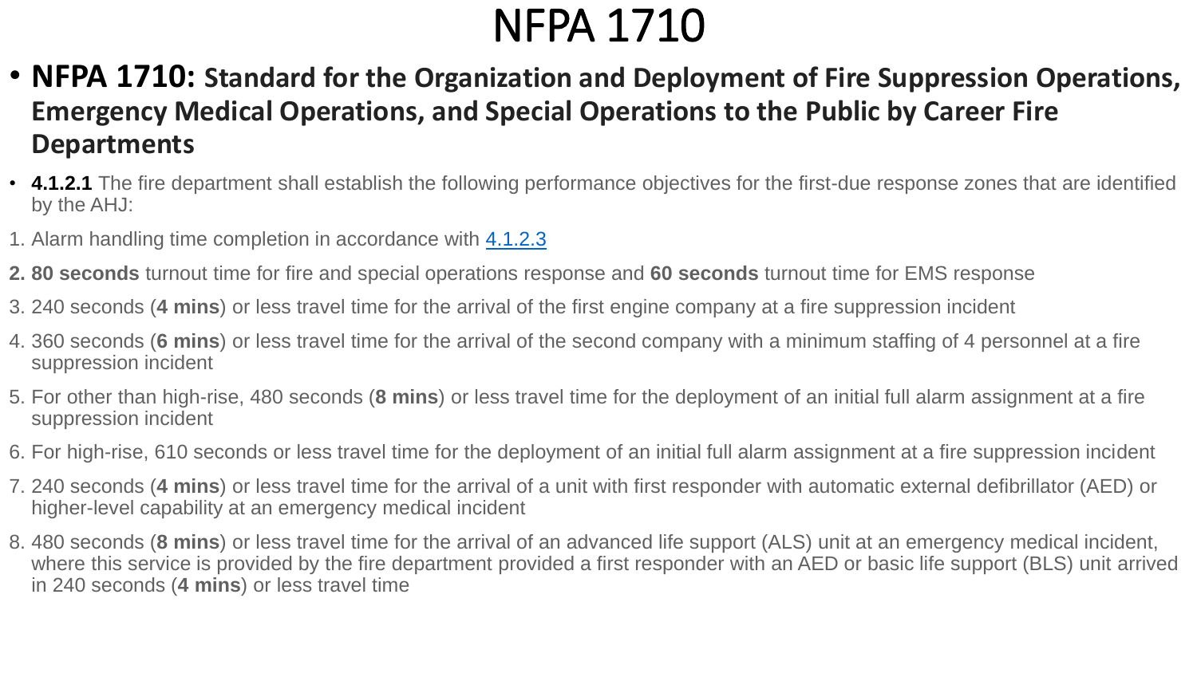# NFPA 1710

- **NFPA 1710: Standard for the Organization and Deployment of Fire Suppression Operations, Emergency Medical Operations, and Special Operations to the Public by Career Fire Departments**

- **4.1.2.1** The fire department shall establish the following performance objectives for the first-due response zones that are identified by the AHJ:

1. Alarm handling time completion in accordance with 4.1.2.3
2. **80 seconds** turnout time for fire and special operations response and **60 seconds** turnout time for EMS response
3. 240 seconds (**4 mins**) or less travel time for the arrival of the first engine company at a fire suppression incident
4. 360 seconds (**6 mins**) or less travel time for the arrival of the second company with a minimum staffing of 4 personnel at a fire suppression incident
5. For other than high-rise, 480 seconds (**8 mins**) or less travel time for the deployment of an initial full alarm assignment at a fire suppression incident
6. For high-rise, 610 seconds or less travel time for the deployment of an initial full alarm assignment at a fire suppression incident
7. 240 seconds (**4 mins**) or less travel time for the arrival of a unit with first responder with automatic external defibrillator (AED) or higher-level capability at an emergency medical incident
8. 480 seconds (**8 mins**) or less travel time for the arrival of an advanced life support (ALS) unit at an emergency medical incident, where this service is provided by the fire department provided a first responder with an AED or basic life support (BLS) unit arrived in 240 seconds (**4 mins**) or less travel time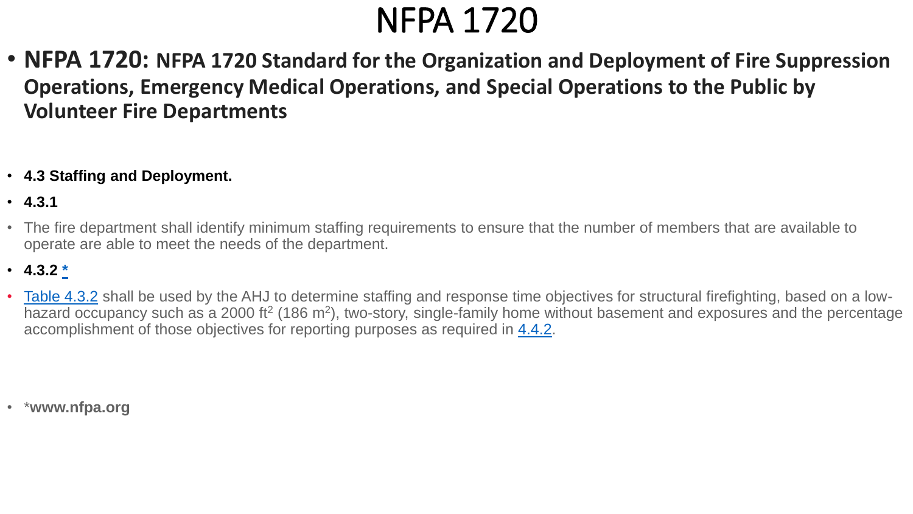# NFPA 1720

- **NFPA 1720: NFPA 1720 Standard for the Organization and Deployment of Fire Suppression Operations, Emergency Medical Operations, and Special Operations to the Public by Volunteer Fire Departments**

- **4.3 Staffing and Deployment.**
- **4.3.1**
- The fire department shall identify minimum staffing requirements to ensure that the number of members that are available to operate are able to meet the needs of the department.
- **4.3.2** *
- Table 4.3.2 shall be used by the AHJ to determine staffing and response time objectives for structural firefighting, based on a low-hazard occupancy such as a 2000 $ft^2$ (186 $m^2$), two-story, single-family home without basement and exposures and the percentage accomplishment of those objectives for reporting purposes as required in 4.4.2.

- ***www.nfpa.org**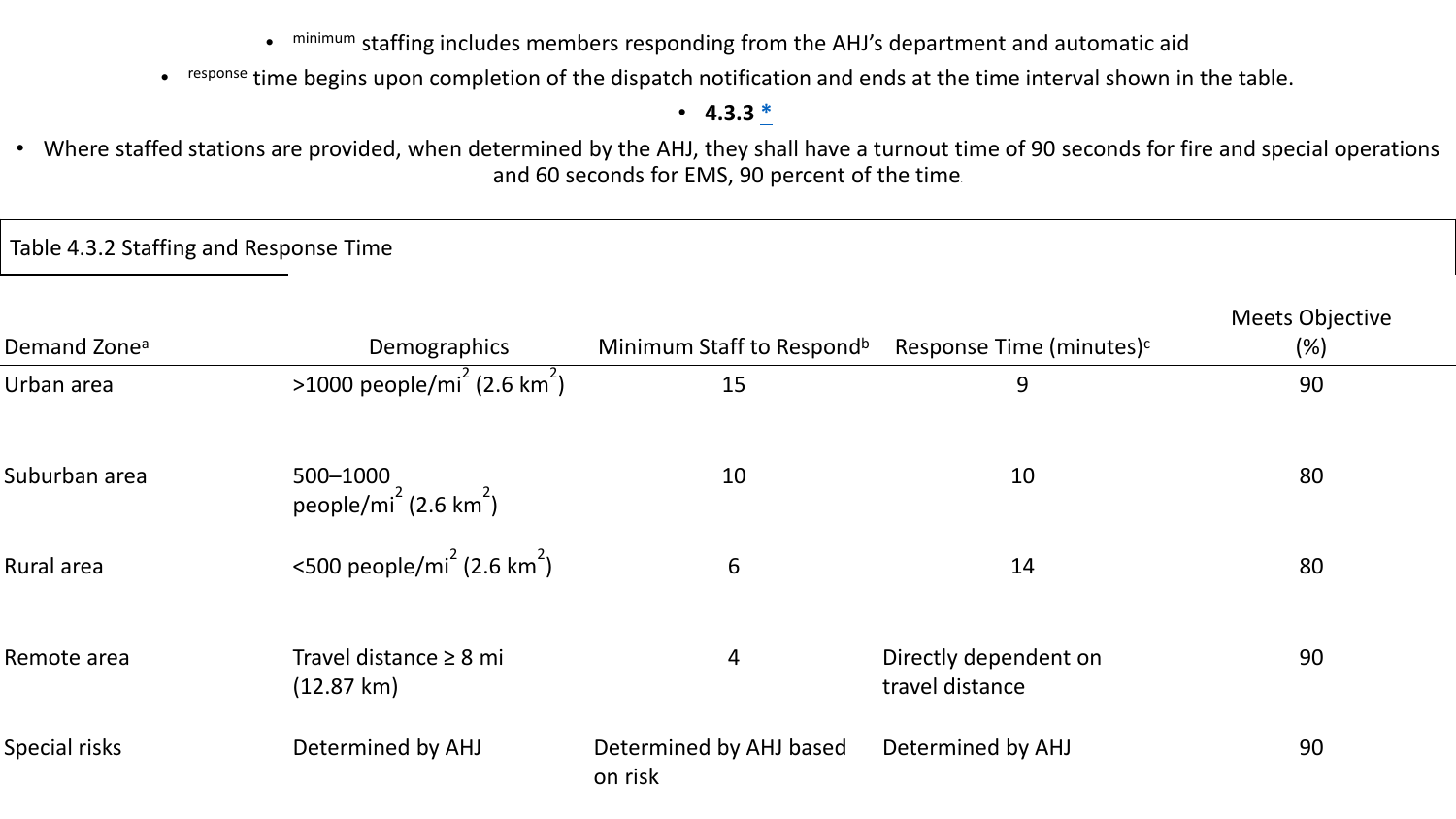- minimum staffing includes members responding from the AHJ's department and automatic aid
- response time begins upon completion of the dispatch notification and ends at the time interval shown in the table.
- **4.3.3** *
- Where staffed stations are provided, when determined by the AHJ, they shall have a turnout time of 90 seconds for fire and special operations and 60 seconds for EMS, 90 percent of the time.

Table 4.3.2 Staffing and Response Time

| Demand Zone[a] | Demographics | Minimum Staff to Respond[b] | Response Time (minutes)[c] | Meets Objective (%) |
|---|---|---|---|---|
| Urban area | >1000 people/mi$^2$ (2.6 km$^2$) | 15 | 9 | 90 |
| Suburban area | 500–1000 people/mi$^2$ (2.6 km$^2$) | 10 | 10 | 80 |
| Rural area | <500 people/mi$^2$ (2.6 km$^2$) | 6 | 14 | 80 |
| Remote area | Travel distance ≥ 8 mi (12.87 km) | 4 | Directly dependent on travel distance | 90 |
| Special risks | Determined by AHJ | Determined by AHJ based on risk | Determined by AHJ | 90 |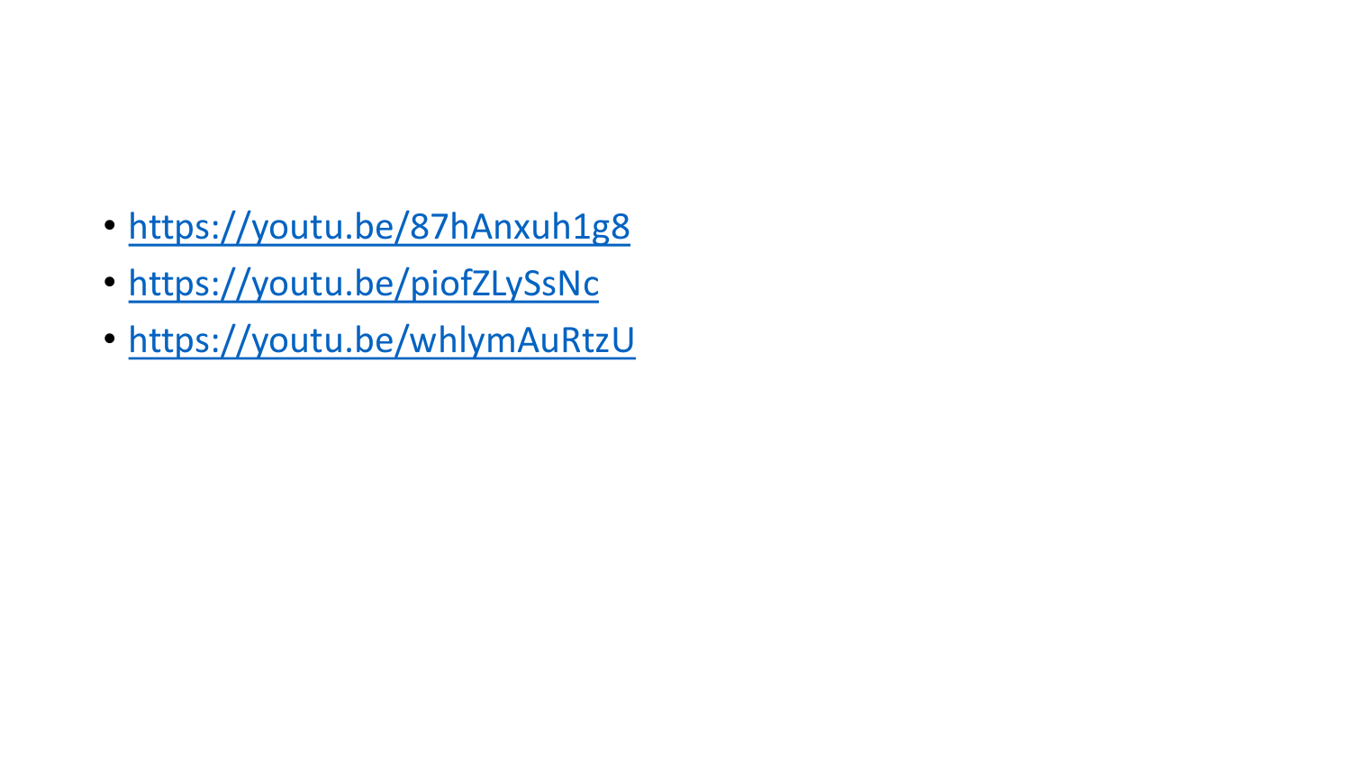- https://youtu.be/87hAnxuh1g8
- https://youtu.be/piofZLySsNc
- https://youtu.be/whlymAuRtzU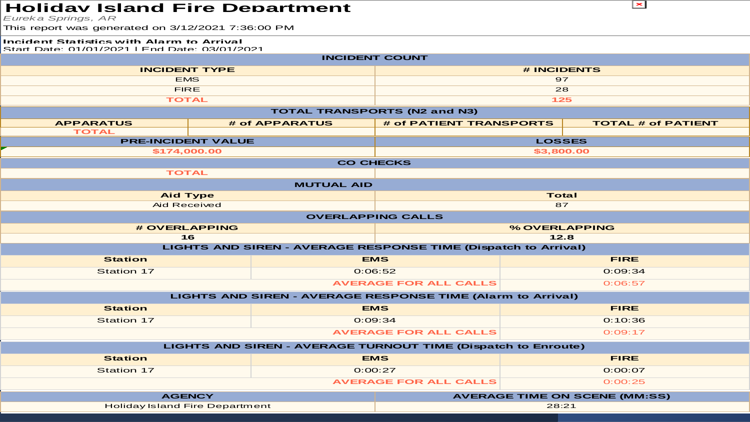# Holiday Island Fire Department

*Eureka Springs, AR*

This report was generated on 3/12/2021 7:36:00 PM

**Incident Statistics with Alarm to Arrival**

Start Date: 01/01/2021 | End Date: 03/01/2021

| INCIDENT COUNT | |
|---|---|
| **INCIDENT TYPE** | **# INCIDENTS** |
| EMS | 97 |
| FIRE | 28 |
| TOTAL | 125 |

| TOTAL TRANSPORTS (N2 and N3) | | | |
|---|---|---|---|
| **APPARATUS** | **# of APPARATUS** | **# of PATIENT TRANSPORTS** | **TOTAL # of PATIENT** |
| TOTAL | | | |

| PRE-INCIDENT VALUE | LOSSES |
|---|---|
| $174,000.00 | $3,800.00 |

| CO CHECKS | |
|---|---|
| TOTAL | |

| MUTUAL AID | |
|---|---|
| **Aid Type** | **Total** |
| Aid Received | 87 |

| OVERLAPPING CALLS | |
|---|---|
| **# OVERLAPPING** | **% OVERLAPPING** |
| 16 | 12.8 |

| LIGHTS AND SIREN - AVERAGE RESPONSE TIME (Dispatch to Arrival) | | |
|---|---|---|
| **Station** | **EMS** | **FIRE** |
| Station 17 | 0:06:52 | 0:09:34 |
| | AVERAGE FOR ALL CALLS | 0:06:57 |

| LIGHTS AND SIREN - AVERAGE RESPONSE TIME (Alarm to Arrival) | | |
|---|---|---|
| **Station** | **EMS** | **FIRE** |
| Station 17 | 0:09:34 | 0:10:36 |
| | AVERAGE FOR ALL CALLS | 0:09:17 |

| LIGHTS AND SIREN - AVERAGE TURNOUT TIME (Dispatch to Enroute) | | |
|---|---|---|
| **Station** | **EMS** | **FIRE** |
| Station 17 | 0:00:27 | 0:00:07 |
| | AVERAGE FOR ALL CALLS | 0:00:25 |

| AGENCY | AVERAGE TIME ON SCENE (MM:SS) |
|---|---|
| Holiday Island Fire Department | 28:21 |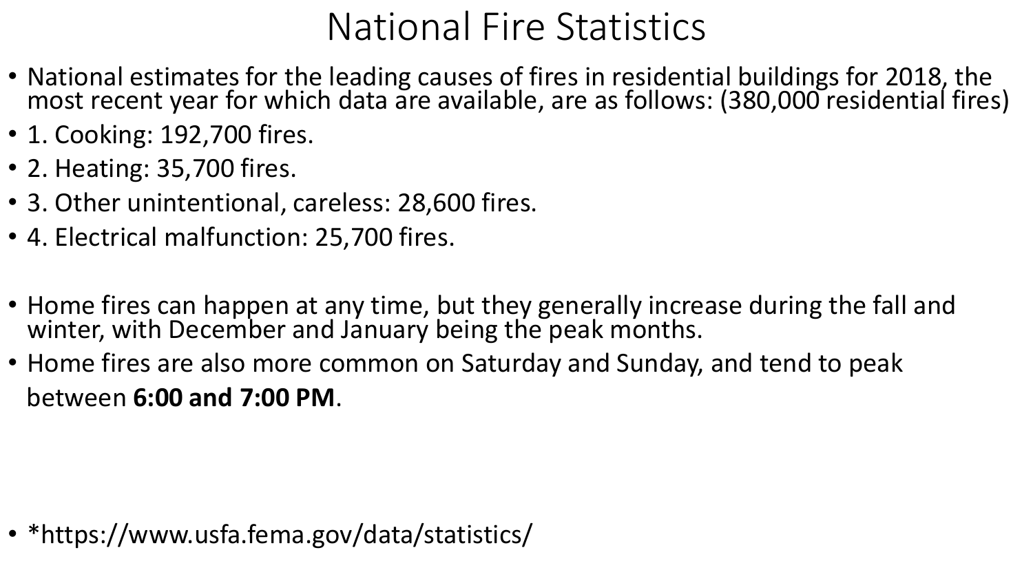# National Fire Statistics

- National estimates for the leading causes of fires in residential buildings for 2018, the most recent year for which data are available, are as follows: (380,000 residential fires)
- 1. Cooking: 192,700 fires.
- 2. Heating: 35,700 fires.
- 3. Other unintentional, careless: 28,600 fires.
- 4. Electrical malfunction: 25,700 fires.

- Home fires can happen at any time, but they generally increase during the fall and winter, with December and January being the peak months.
- Home fires are also more common on Saturday and Sunday, and tend to peak between **6:00 and 7:00 PM**.

- *https://www.usfa.fema.gov/data/statistics/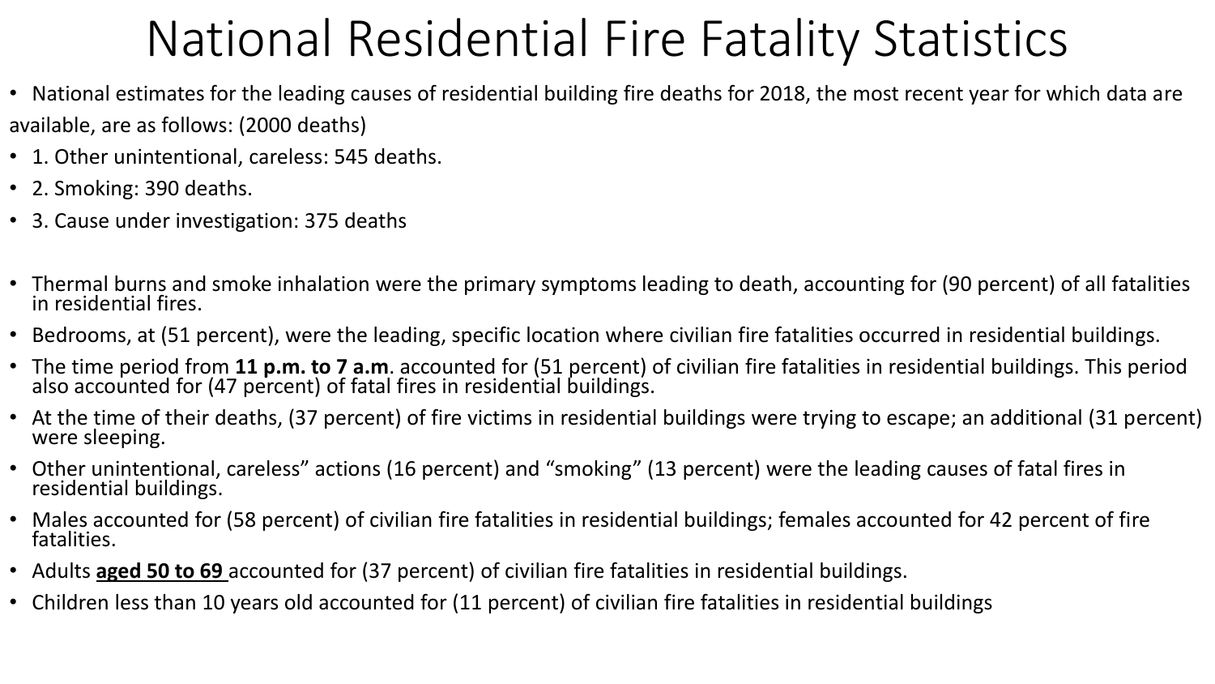# National Residential Fire Fatality Statistics

- National estimates for the leading causes of residential building fire deaths for 2018, the most recent year for which data are available, are as follows: (2000 deaths)
- 1. Other unintentional, careless: 545 deaths.
- 2. Smoking: 390 deaths.
- 3. Cause under investigation: 375 deaths

- Thermal burns and smoke inhalation were the primary symptoms leading to death, accounting for (90 percent) of all fatalities in residential fires.
- Bedrooms, at (51 percent), were the leading, specific location where civilian fire fatalities occurred in residential buildings.
- The time period from **11 p.m. to 7 a.m**. accounted for (51 percent) of civilian fire fatalities in residential buildings. This period also accounted for (47 percent) of fatal fires in residential buildings.
- At the time of their deaths, (37 percent) of fire victims in residential buildings were trying to escape; an additional (31 percent) were sleeping.
- Other unintentional, careless" actions (16 percent) and "smoking" (13 percent) were the leading causes of fatal fires in residential buildings.
- Males accounted for (58 percent) of civilian fire fatalities in residential buildings; females accounted for 42 percent of fire fatalities.
- Adults <u>**aged 50 to 69**</u> accounted for (37 percent) of civilian fire fatalities in residential buildings.
- Children less than 10 years old accounted for (11 percent) of civilian fire fatalities in residential buildings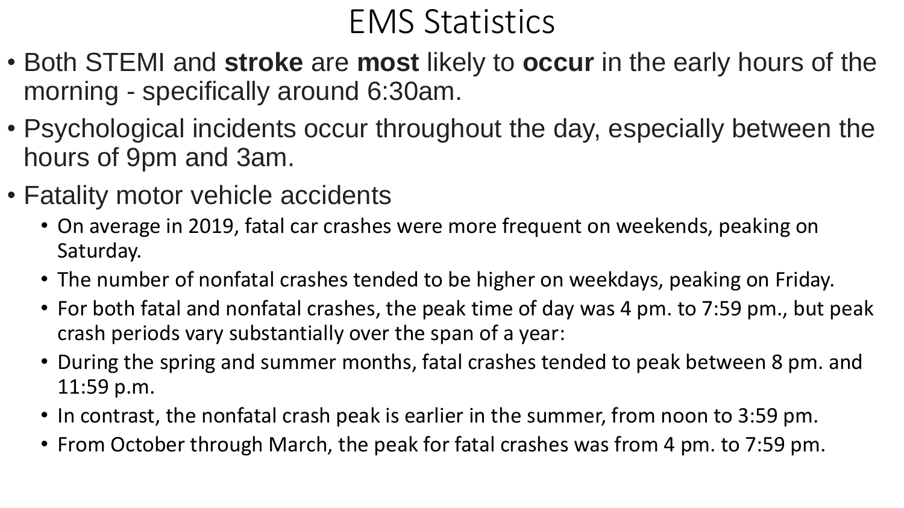# EMS Statistics

- Both STEMI and **stroke** are **most** likely to **occur** in the early hours of the morning - specifically around 6:30am.
- Psychological incidents occur throughout the day, especially between the hours of 9pm and 3am.
- Fatality motor vehicle accidents
  - On average in 2019, fatal car crashes were more frequent on weekends, peaking on Saturday.
  - The number of nonfatal crashes tended to be higher on weekdays, peaking on Friday.
  - For both fatal and nonfatal crashes, the peak time of day was 4 pm. to 7:59 pm., but peak crash periods vary substantially over the span of a year:
  - During the spring and summer months, fatal crashes tended to peak between 8 pm. and 11:59 p.m.
  - In contrast, the nonfatal crash peak is earlier in the summer, from noon to 3:59 pm.
  - From October through March, the peak for fatal crashes was from 4 pm. to 7:59 pm.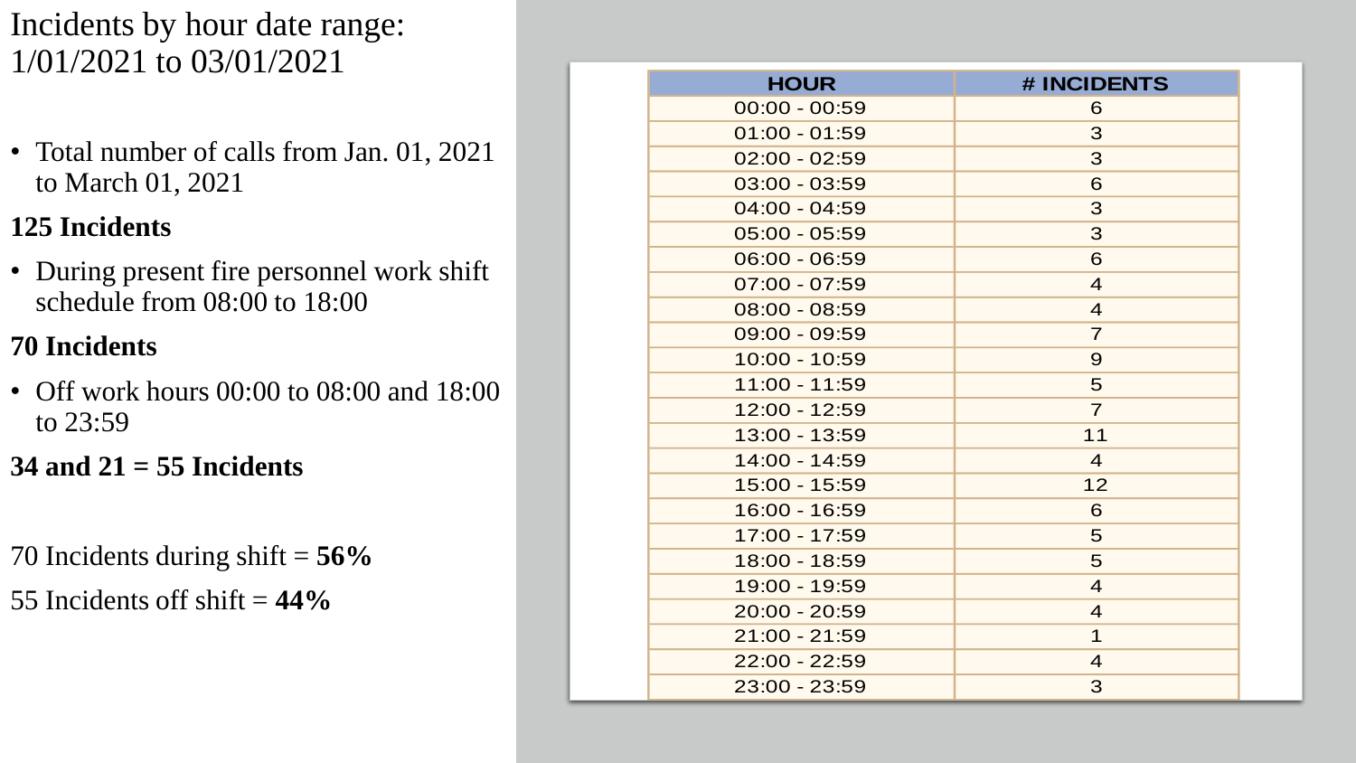# Incidents by hour date range: 1/01/2021 to 03/01/2021

- Total number of calls from Jan. 01, 2021 to March 01, 2021

**125 Incidents**

- During present fire personnel work shift schedule from 08:00 to 18:00

**70 Incidents**

- Off work hours 00:00 to 08:00 and 18:00 to 23:59

**34 and 21 = 55 Incidents**

70 Incidents during shift = **56%**

55 Incidents off shift = **44%**

| HOUR | # INCIDENTS |
|---|---|
| 00:00 - 00:59 | 6 |
| 01:00 - 01:59 | 3 |
| 02:00 - 02:59 | 3 |
| 03:00 - 03:59 | 6 |
| 04:00 - 04:59 | 3 |
| 05:00 - 05:59 | 3 |
| 06:00 - 06:59 | 6 |
| 07:00 - 07:59 | 4 |
| 08:00 - 08:59 | 4 |
| 09:00 - 09:59 | 7 |
| 10:00 - 10:59 | 9 |
| 11:00 - 11:59 | 5 |
| 12:00 - 12:59 | 7 |
| 13:00 - 13:59 | 11 |
| 14:00 - 14:59 | 4 |
| 15:00 - 15:59 | 12 |
| 16:00 - 16:59 | 6 |
| 17:00 - 17:59 | 5 |
| 18:00 - 18:59 | 5 |
| 19:00 - 19:59 | 4 |
| 20:00 - 20:59 | 4 |
| 21:00 - 21:59 | 1 |
| 22:00 - 22:59 | 4 |
| 23:00 - 23:59 | 3 |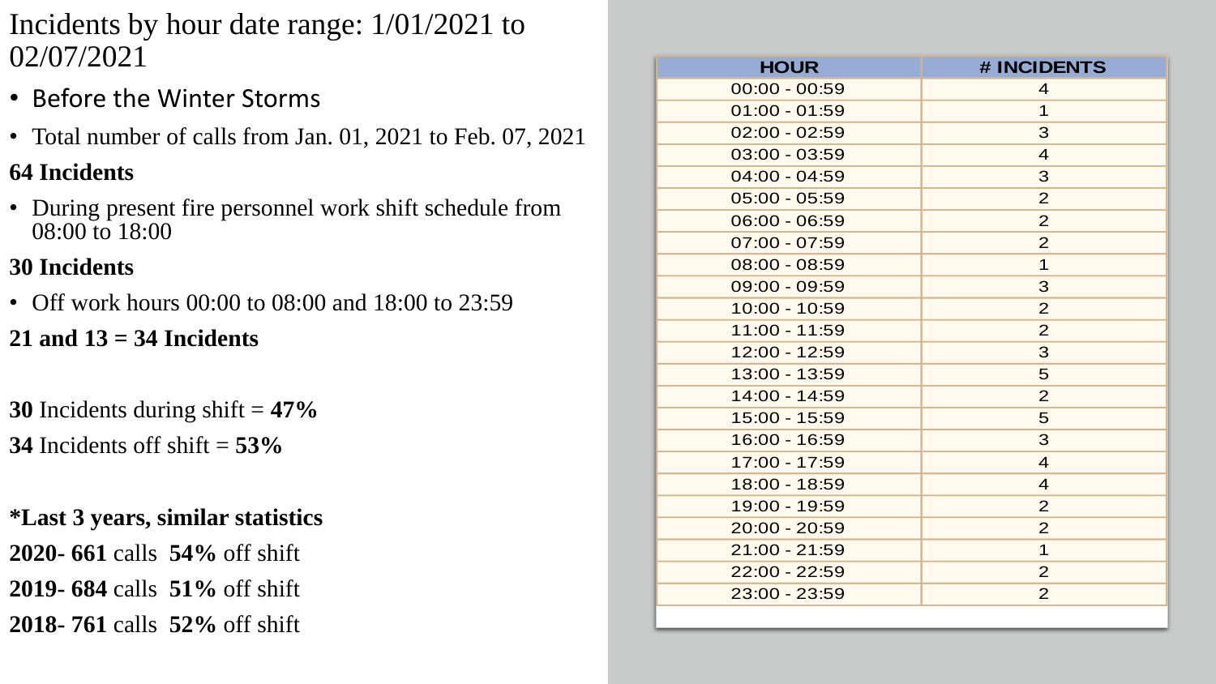# Incidents by hour date range: 1/01/2021 to 02/07/2021

- Before the Winter Storms
- Total number of calls from Jan. 01, 2021 to Feb. 07, 2021

**64 Incidents**

- During present fire personnel work shift schedule from 08:00 to 18:00

**30 Incidents**

- Off work hours 00:00 to 08:00 and 18:00 to 23:59

**21 and 13 = 34 Incidents**

**30** Incidents during shift = **47%**

**34** Incidents off shift = **53%**

***Last 3 years, similar statistics**

**2020- 661** calls **54%** off shift

**2019- 684** calls **51%** off shift

**2018- 761** calls **52%** off shift

| HOUR | # INCIDENTS |
|---|---|
| 00:00 - 00:59 | 4 |
| 01:00 - 01:59 | 1 |
| 02:00 - 02:59 | 3 |
| 03:00 - 03:59 | 4 |
| 04:00 - 04:59 | 3 |
| 05:00 - 05:59 | 2 |
| 06:00 - 06:59 | 2 |
| 07:00 - 07:59 | 2 |
| 08:00 - 08:59 | 1 |
| 09:00 - 09:59 | 3 |
| 10:00 - 10:59 | 2 |
| 11:00 - 11:59 | 2 |
| 12:00 - 12:59 | 3 |
| 13:00 - 13:59 | 5 |
| 14:00 - 14:59 | 2 |
| 15:00 - 15:59 | 5 |
| 16:00 - 16:59 | 3 |
| 17:00 - 17:59 | 4 |
| 18:00 - 18:59 | 4 |
| 19:00 - 19:59 | 2 |
| 20:00 - 20:59 | 2 |
| 21:00 - 21:59 | 1 |
| 22:00 - 22:59 | 2 |
| 23:00 - 23:59 | 2 |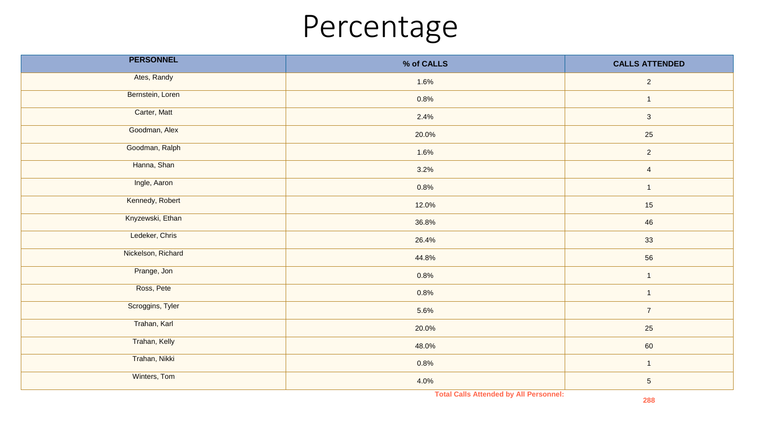# Percentage

| PERSONNEL | % of CALLS | CALLS ATTENDED |
|---|---|---|
| Ates, Randy | 1.6% | 2 |
| Bernstein, Loren | 0.8% | 1 |
| Carter, Matt | 2.4% | 3 |
| Goodman, Alex | 20.0% | 25 |
| Goodman, Ralph | 1.6% | 2 |
| Hanna, Shan | 3.2% | 4 |
| Ingle, Aaron | 0.8% | 1 |
| Kennedy, Robert | 12.0% | 15 |
| Knyzewski, Ethan | 36.8% | 46 |
| Ledeker, Chris | 26.4% | 33 |
| Nickelson, Richard | 44.8% | 56 |
| Prange, Jon | 0.8% | 1 |
| Ross, Pete | 0.8% | 1 |
| Scroggins, Tyler | 5.6% | 7 |
| Trahan, Karl | 20.0% | 25 |
| Trahan, Kelly | 48.0% | 60 |
| Trahan, Nikki | 0.8% | 1 |
| Winters, Tom | 4.0% | 5 |
| | **Total Calls Attended by All Personnel:** | **288** |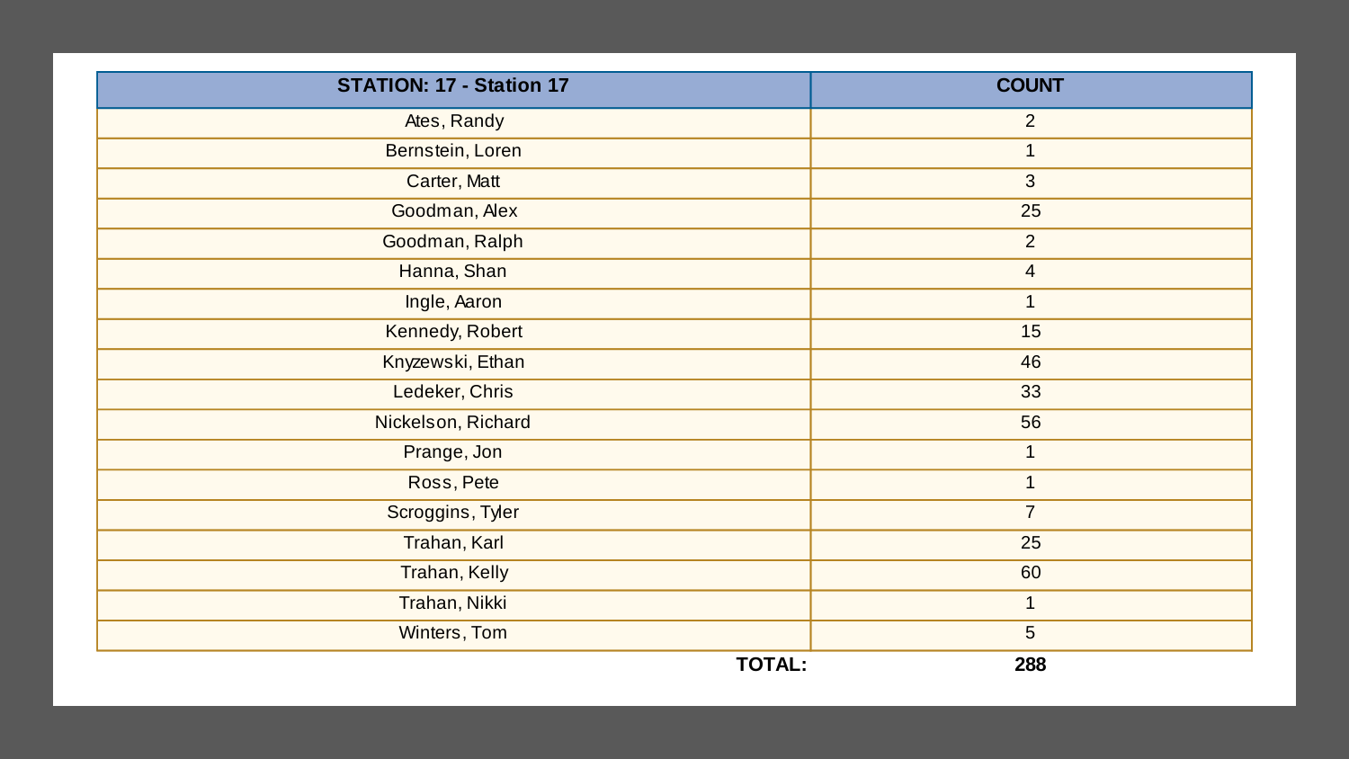| STATION: 17 - Station 17 | COUNT |
| --- | --- |
| Ates, Randy | 2 |
| Bernstein, Loren | 1 |
| Carter, Matt | 3 |
| Goodman, Alex | 25 |
| Goodman, Ralph | 2 |
| Hanna, Shan | 4 |
| Ingle, Aaron | 1 |
| Kennedy, Robert | 15 |
| Knyzewski, Ethan | 46 |
| Ledeker, Chris | 33 |
| Nickelson, Richard | 56 |
| Prange, Jon | 1 |
| Ross, Pete | 1 |
| Scroggins, Tyler | 7 |
| Trahan, Karl | 25 |
| Trahan, Kelly | 60 |
| Trahan, Nikki | 1 |
| Winters, Tom | 5 |
| **TOTAL:** | **288** |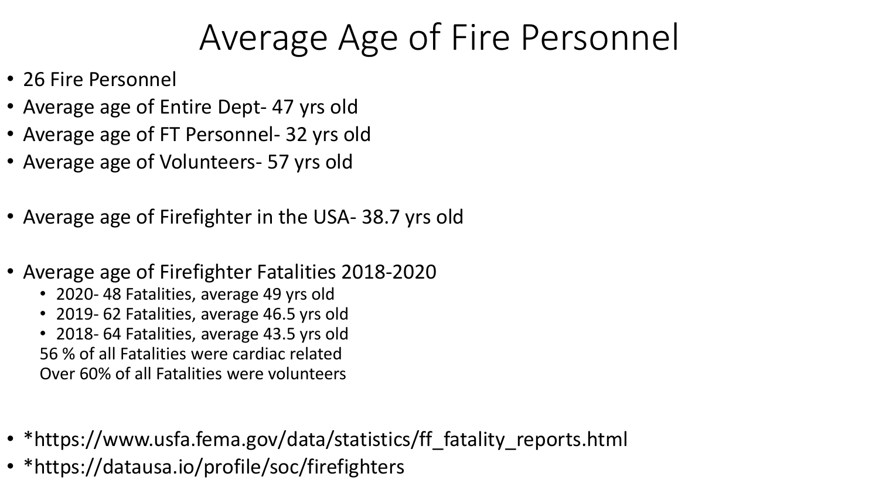# Average Age of Fire Personnel

- 26 Fire Personnel
- Average age of Entire Dept- 47 yrs old
- Average age of FT Personnel- 32 yrs old
- Average age of Volunteers- 57 yrs old

- Average age of Firefighter in the USA- 38.7 yrs old

- Average age of Firefighter Fatalities 2018-2020
  - 2020- 48 Fatalities, average 49 yrs old
  - 2019- 62 Fatalities, average 46.5 yrs old
  - 2018- 64 Fatalities, average 43.5 yrs old

  56 % of all Fatalities were cardiac related
  Over 60% of all Fatalities were volunteers

- *https://www.usfa.fema.gov/data/statistics/ff_fatality_reports.html
- *https://datausa.io/profile/soc/firefighters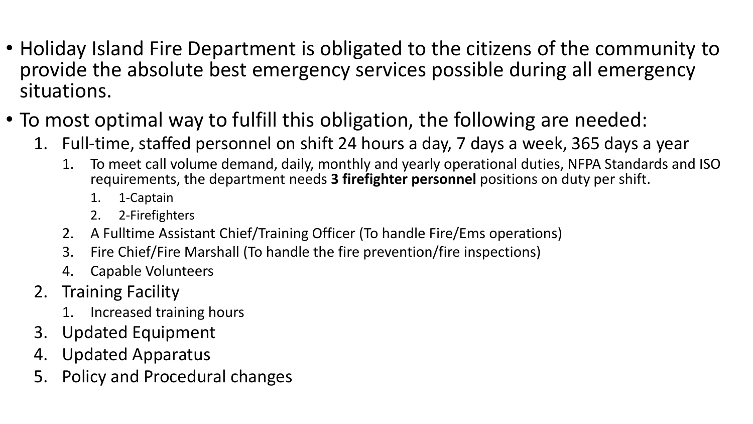- Holiday Island Fire Department is obligated to the citizens of the community to provide the absolute best emergency services possible during all emergency situations.
- To most optimal way to fulfill this obligation, the following are needed:
    1. Full-time, staffed personnel on shift 24 hours a day, 7 days a week, 365 days a year
        1. To meet call volume demand, daily, monthly and yearly operational duties, NFPA Standards and ISO requirements, the department needs **3 firefighter personnel** positions on duty per shift.
            1. 1-Captain
            2. 2-Firefighters
        2. A Fulltime Assistant Chief/Training Officer (To handle Fire/Ems operations)
        3. Fire Chief/Fire Marshall (To handle the fire prevention/fire inspections)
        4. Capable Volunteers
    2. Training Facility
        1. Increased training hours
    3. Updated Equipment
    4. Updated Apparatus
    5. Policy and Procedural changes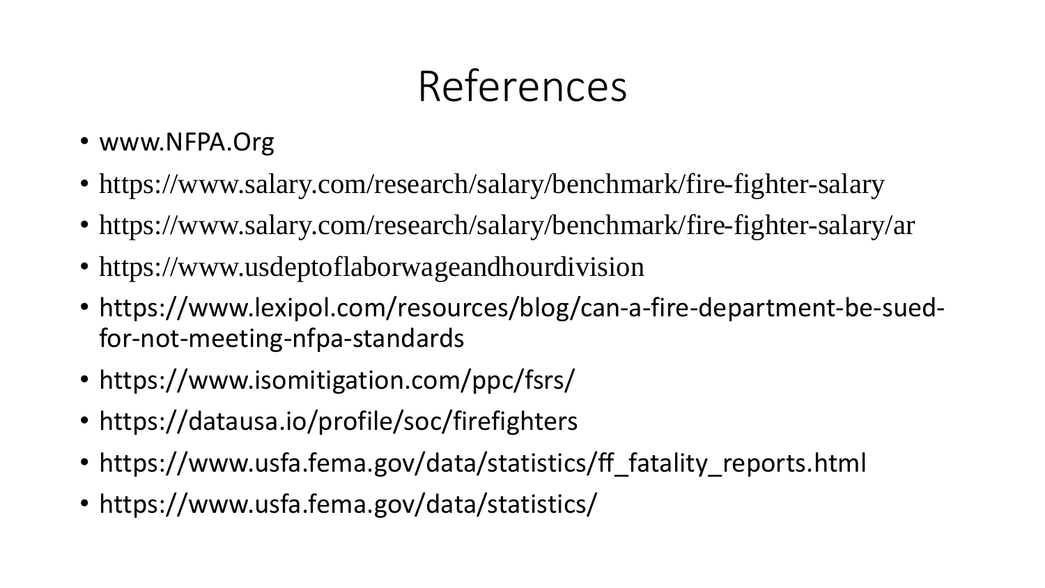# References

- www.NFPA.Org
- https://www.salary.com/research/salary/benchmark/fire-fighter-salary
- https://www.salary.com/research/salary/benchmark/fire-fighter-salary/ar
- https://www.usdeptoflaborwageandhourdivision
- https://www.lexipol.com/resources/blog/can-a-fire-department-be-sued-for-not-meeting-nfpa-standards
- https://www.isomitigation.com/ppc/fsrs/
- https://datausa.io/profile/soc/firefighters
- https://www.usfa.fema.gov/data/statistics/ff_fatality_reports.html
- https://www.usfa.fema.gov/data/statistics/